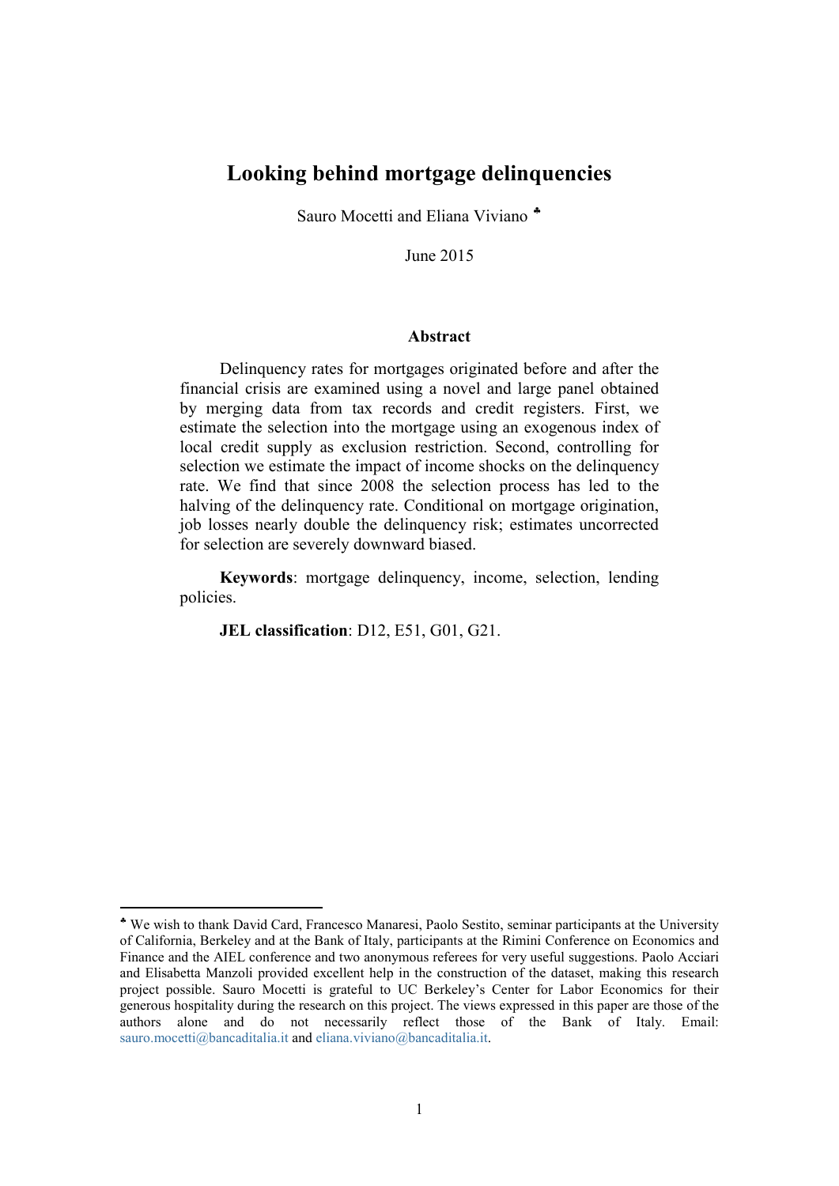# Looking behind mortgage delinquencies

Sauro Mocetti and Eliana Viviano [♣]

June 2015

### Abstract

Delinquency rates for mortgages originated before and after the financial crisis are examined using a novel and large panel obtained by merging data from tax records and credit registers. First, we estimate the selection into the mortgage using an exogenous index of local credit supply as exclusion restriction. Second, controlling for selection we estimate the impact of income shocks on the delinquency rate. We find that since 2008 the selection process has led to the halving of the delinquency rate. Conditional on mortgage origination, job losses nearly double the delinquency risk; estimates uncorrected for selection are severely downward biased.

**Keywords**: mortgage delinquency, income, selection, lending policies.

**JEL classification**: D12, E51, G01, G21.

---

[♣] We wish to thank David Card, Francesco Manaresi, Paolo Sestito, seminar participants at the University of California, Berkeley and at the Bank of Italy, participants at the Rimini Conference on Economics and Finance and the AIEL conference and two anonymous referees for very useful suggestions. Paolo Acciari and Elisabetta Manzoli provided excellent help in the construction of the dataset, making this research project possible. Sauro Mocetti is grateful to UC Berkeley's Center for Labor Economics for their generous hospitality during the research on this project. The views expressed in this paper are those of the authors alone and do not necessarily reflect those of the Bank of Italy. Email: sauro.mocetti@bancaditalia.it and eliana.viviano@bancaditalia.it.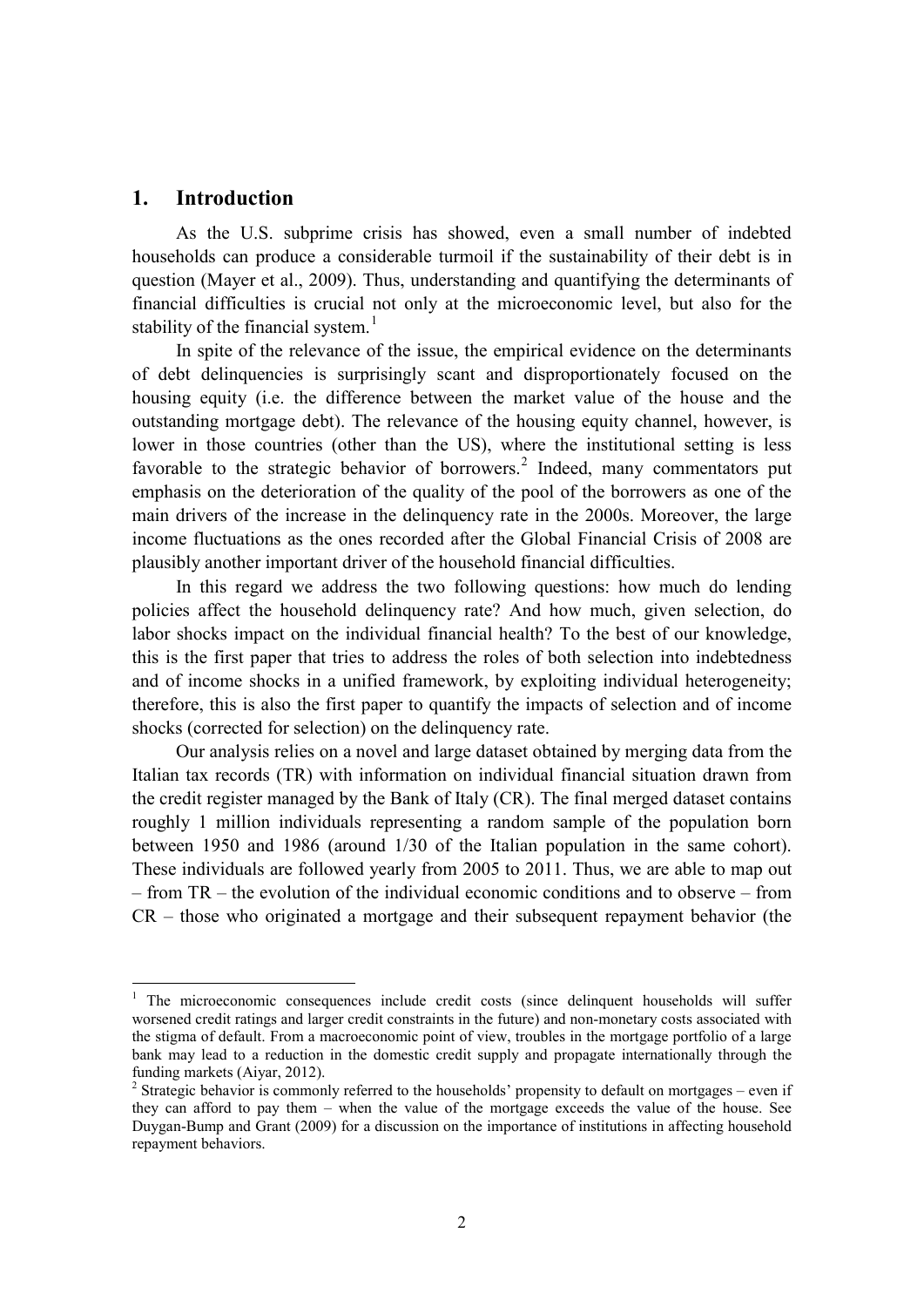# 1. Introduction

As the U.S. subprime crisis has showed, even a small number of indebted households can produce a considerable turmoil if the sustainability of their debt is in question (Mayer et al., 2009). Thus, understanding and quantifying the determinants of financial difficulties is crucial not only at the microeconomic level, but also for the stability of the financial system.[1]

In spite of the relevance of the issue, the empirical evidence on the determinants of debt delinquencies is surprisingly scant and disproportionately focused on the housing equity (i.e. the difference between the market value of the house and the outstanding mortgage debt). The relevance of the housing equity channel, however, is lower in those countries (other than the US), where the institutional setting is less favorable to the strategic behavior of borrowers.[2] Indeed, many commentators put emphasis on the deterioration of the quality of the pool of the borrowers as one of the main drivers of the increase in the delinquency rate in the 2000s. Moreover, the large income fluctuations as the ones recorded after the Global Financial Crisis of 2008 are plausibly another important driver of the household financial difficulties.

In this regard we address the two following questions: how much do lending policies affect the household delinquency rate? And how much, given selection, do labor shocks impact on the individual financial health? To the best of our knowledge, this is the first paper that tries to address the roles of both selection into indebtedness and of income shocks in a unified framework, by exploiting individual heterogeneity; therefore, this is also the first paper to quantify the impacts of selection and of income shocks (corrected for selection) on the delinquency rate.

Our analysis relies on a novel and large dataset obtained by merging data from the Italian tax records (TR) with information on individual financial situation drawn from the credit register managed by the Bank of Italy (CR). The final merged dataset contains roughly 1 million individuals representing a random sample of the population born between 1950 and 1986 (around 1/30 of the Italian population in the same cohort). These individuals are followed yearly from 2005 to 2011. Thus, we are able to map out – from TR – the evolution of the individual economic conditions and to observe – from CR – those who originated a mortgage and their subsequent repayment behavior (the

---

[1] The microeconomic consequences include credit costs (since delinquent households will suffer worsened credit ratings and larger credit constraints in the future) and non-monetary costs associated with the stigma of default. From a macroeconomic point of view, troubles in the mortgage portfolio of a large bank may lead to a reduction in the domestic credit supply and propagate internationally through the funding markets (Aiyar, 2012).

[2] Strategic behavior is commonly referred to the households' propensity to default on mortgages – even if they can afford to pay them – when the value of the mortgage exceeds the value of the house. See Duygan-Bump and Grant (2009) for a discussion on the importance of institutions in affecting household repayment behaviors.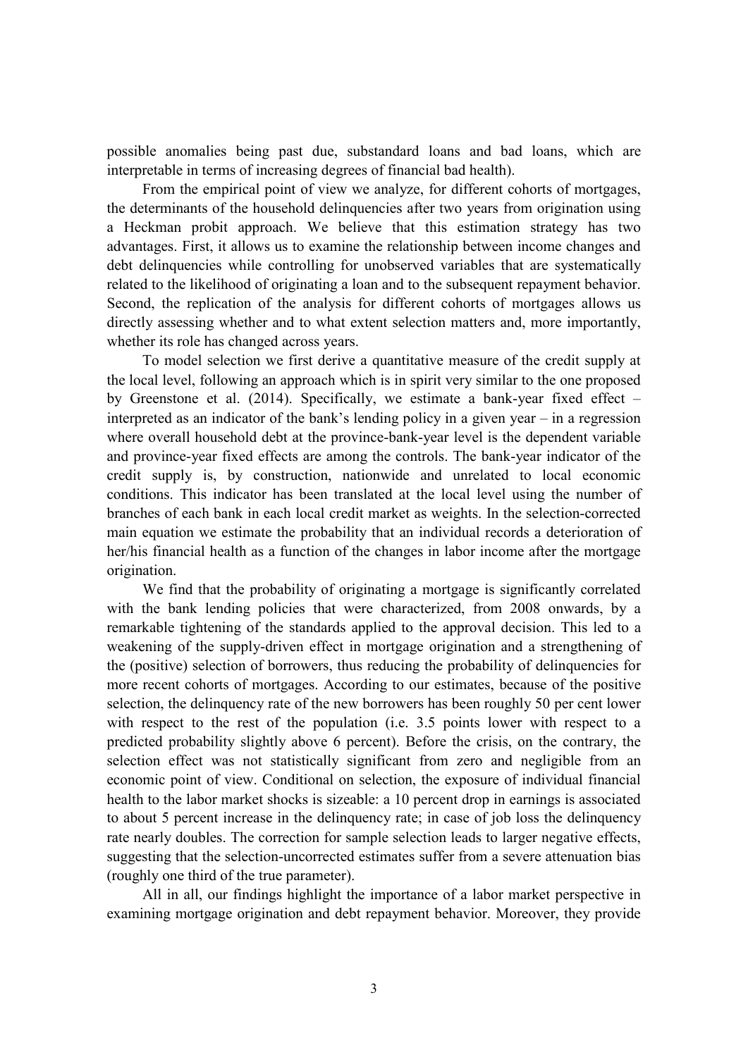possible anomalies being past due, substandard loans and bad loans, which are interpretable in terms of increasing degrees of financial bad health).

From the empirical point of view we analyze, for different cohorts of mortgages, the determinants of the household delinquencies after two years from origination using a Heckman probit approach. We believe that this estimation strategy has two advantages. First, it allows us to examine the relationship between income changes and debt delinquencies while controlling for unobserved variables that are systematically related to the likelihood of originating a loan and to the subsequent repayment behavior. Second, the replication of the analysis for different cohorts of mortgages allows us directly assessing whether and to what extent selection matters and, more importantly, whether its role has changed across years.

To model selection we first derive a quantitative measure of the credit supply at the local level, following an approach which is in spirit very similar to the one proposed by Greenstone et al. (2014). Specifically, we estimate a bank-year fixed effect – interpreted as an indicator of the bank's lending policy in a given year – in a regression where overall household debt at the province-bank-year level is the dependent variable and province-year fixed effects are among the controls. The bank-year indicator of the credit supply is, by construction, nationwide and unrelated to local economic conditions. This indicator has been translated at the local level using the number of branches of each bank in each local credit market as weights. In the selection-corrected main equation we estimate the probability that an individual records a deterioration of her/his financial health as a function of the changes in labor income after the mortgage origination.

We find that the probability of originating a mortgage is significantly correlated with the bank lending policies that were characterized, from 2008 onwards, by a remarkable tightening of the standards applied to the approval decision. This led to a weakening of the supply-driven effect in mortgage origination and a strengthening of the (positive) selection of borrowers, thus reducing the probability of delinquencies for more recent cohorts of mortgages. According to our estimates, because of the positive selection, the delinquency rate of the new borrowers has been roughly 50 per cent lower with respect to the rest of the population (i.e. 3.5 points lower with respect to a predicted probability slightly above 6 percent). Before the crisis, on the contrary, the selection effect was not statistically significant from zero and negligible from an economic point of view. Conditional on selection, the exposure of individual financial health to the labor market shocks is sizeable: a 10 percent drop in earnings is associated to about 5 percent increase in the delinquency rate; in case of job loss the delinquency rate nearly doubles. The correction for sample selection leads to larger negative effects, suggesting that the selection-uncorrected estimates suffer from a severe attenuation bias (roughly one third of the true parameter).

All in all, our findings highlight the importance of a labor market perspective in examining mortgage origination and debt repayment behavior. Moreover, they provide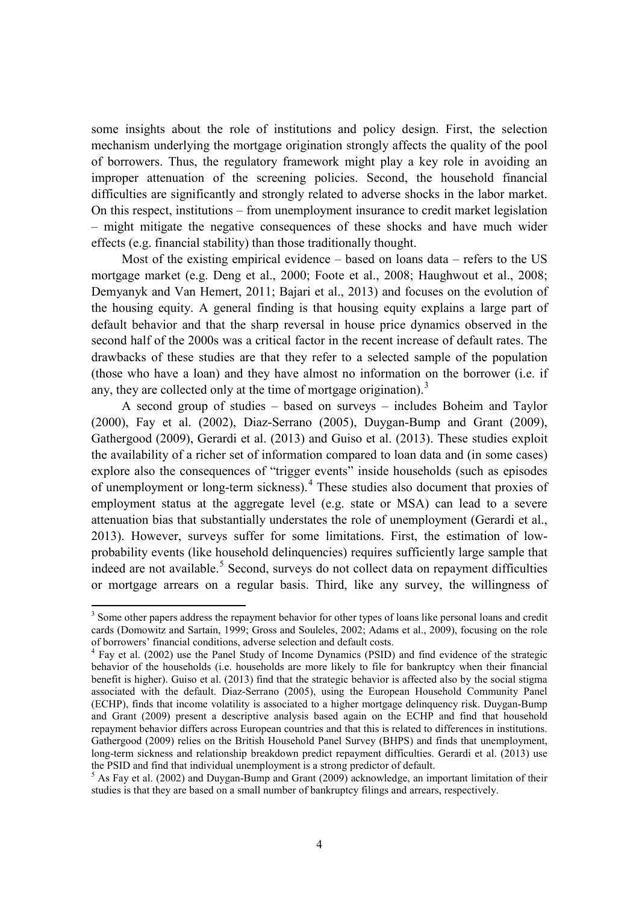some insights about the role of institutions and policy design. First, the selection mechanism underlying the mortgage origination strongly affects the quality of the pool of borrowers. Thus, the regulatory framework might play a key role in avoiding an improper attenuation of the screening policies. Second, the household financial difficulties are significantly and strongly related to adverse shocks in the labor market. On this respect, institutions – from unemployment insurance to credit market legislation – might mitigate the negative consequences of these shocks and have much wider effects (e.g. financial stability) than those traditionally thought.

Most of the existing empirical evidence – based on loans data – refers to the US mortgage market (e.g. Deng et al., 2000; Foote et al., 2008; Haughwout et al., 2008; Demyanyk and Van Hemert, 2011; Bajari et al., 2013) and focuses on the evolution of the housing equity. A general finding is that housing equity explains a large part of default behavior and that the sharp reversal in house price dynamics observed in the second half of the 2000s was a critical factor in the recent increase of default rates. The drawbacks of these studies are that they refer to a selected sample of the population (those who have a loan) and they have almost no information on the borrower (i.e. if any, they are collected only at the time of mortgage origination).[3]

A second group of studies – based on surveys – includes Boheim and Taylor (2000), Fay et al. (2002), Diaz-Serrano (2005), Duygan-Bump and Grant (2009), Gathergood (2009), Gerardi et al. (2013) and Guiso et al. (2013). These studies exploit the availability of a richer set of information compared to loan data and (in some cases) explore also the consequences of "trigger events" inside households (such as episodes of unemployment or long-term sickness).[4] These studies also document that proxies of employment status at the aggregate level (e.g. state or MSA) can lead to a severe attenuation bias that substantially understates the role of unemployment (Gerardi et al., 2013). However, surveys suffer for some limitations. First, the estimation of low-probability events (like household delinquencies) requires sufficiently large sample that indeed are not available.[5] Second, surveys do not collect data on repayment difficulties or mortgage arrears on a regular basis. Third, like any survey, the willingness of

---

[3] Some other papers address the repayment behavior for other types of loans like personal loans and credit cards (Domowitz and Sartain, 1999; Gross and Souleles, 2002; Adams et al., 2009), focusing on the role of borrowers' financial conditions, adverse selection and default costs.

[4] Fay et al. (2002) use the Panel Study of Income Dynamics (PSID) and find evidence of the strategic behavior of the households (i.e. households are more likely to file for bankruptcy when their financial benefit is higher). Guiso et al. (2013) find that the strategic behavior is affected also by the social stigma associated with the default. Diaz-Serrano (2005), using the European Household Community Panel (ECHP), finds that income volatility is associated to a higher mortgage delinquency risk. Duygan-Bump and Grant (2009) present a descriptive analysis based again on the ECHP and find that household repayment behavior differs across European countries and that this is related to differences in institutions. Gathergood (2009) relies on the British Household Panel Survey (BHPS) and finds that unemployment, long-term sickness and relationship breakdown predict repayment difficulties. Gerardi et al. (2013) use the PSID and find that individual unemployment is a strong predictor of default.

[5] As Fay et al. (2002) and Duygan-Bump and Grant (2009) acknowledge, an important limitation of their studies is that they are based on a small number of bankruptcy filings and arrears, respectively.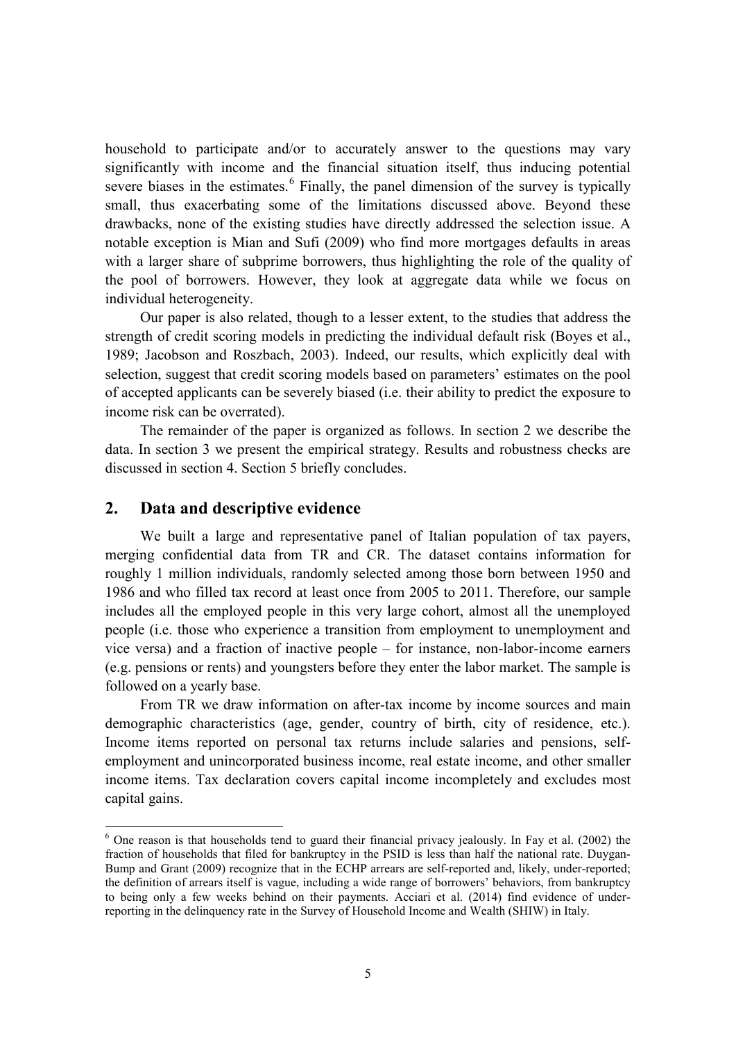household to participate and/or to accurately answer to the questions may vary significantly with income and the financial situation itself, thus inducing potential severe biases in the estimates.[6] Finally, the panel dimension of the survey is typically small, thus exacerbating some of the limitations discussed above. Beyond these drawbacks, none of the existing studies have directly addressed the selection issue. A notable exception is Mian and Sufi (2009) who find more mortgages defaults in areas with a larger share of subprime borrowers, thus highlighting the role of the quality of the pool of borrowers. However, they look at aggregate data while we focus on individual heterogeneity.

Our paper is also related, though to a lesser extent, to the studies that address the strength of credit scoring models in predicting the individual default risk (Boyes et al., 1989; Jacobson and Roszbach, 2003). Indeed, our results, which explicitly deal with selection, suggest that credit scoring models based on parameters' estimates on the pool of accepted applicants can be severely biased (i.e. their ability to predict the exposure to income risk can be overrated).

The remainder of the paper is organized as follows. In section 2 we describe the data. In section 3 we present the empirical strategy. Results and robustness checks are discussed in section 4. Section 5 briefly concludes.

## 2. Data and descriptive evidence

We built a large and representative panel of Italian population of tax payers, merging confidential data from TR and CR. The dataset contains information for roughly 1 million individuals, randomly selected among those born between 1950 and 1986 and who filled tax record at least once from 2005 to 2011. Therefore, our sample includes all the employed people in this very large cohort, almost all the unemployed people (i.e. those who experience a transition from employment to unemployment and vice versa) and a fraction of inactive people – for instance, non-labor-income earners (e.g. pensions or rents) and youngsters before they enter the labor market. The sample is followed on a yearly base.

From TR we draw information on after-tax income by income sources and main demographic characteristics (age, gender, country of birth, city of residence, etc.). Income items reported on personal tax returns include salaries and pensions, self-employment and unincorporated business income, real estate income, and other smaller income items. Tax declaration covers capital income incompletely and excludes most capital gains.

[6] One reason is that households tend to guard their financial privacy jealously. In Fay et al. (2002) the fraction of households that filed for bankruptcy in the PSID is less than half the national rate. Duygan-Bump and Grant (2009) recognize that in the ECHP arrears are self-reported and, likely, under-reported; the definition of arrears itself is vague, including a wide range of borrowers' behaviors, from bankruptcy to being only a few weeks behind on their payments. Acciari et al. (2014) find evidence of under-reporting in the delinquency rate in the Survey of Household Income and Wealth (SHIW) in Italy.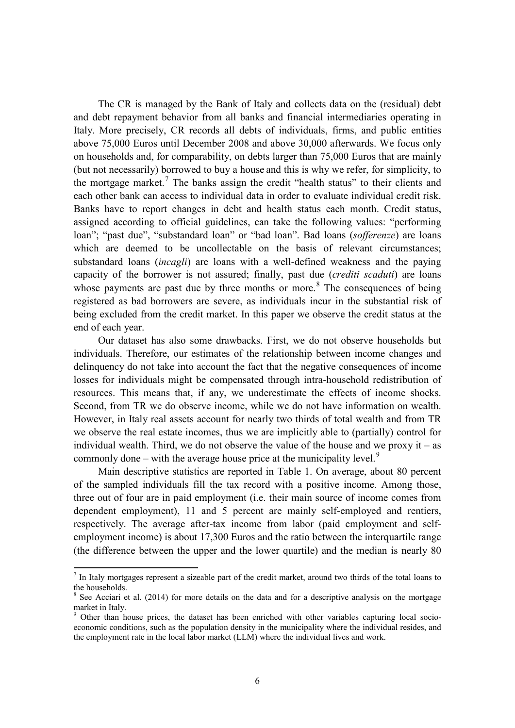The CR is managed by the Bank of Italy and collects data on the (residual) debt and debt repayment behavior from all banks and financial intermediaries operating in Italy. More precisely, CR records all debts of individuals, firms, and public entities above 75,000 Euros until December 2008 and above 30,000 afterwards. We focus only on households and, for comparability, on debts larger than 75,000 Euros that are mainly (but not necessarily) borrowed to buy a house and this is why we refer, for simplicity, to the mortgage market.[7] The banks assign the credit "health status" to their clients and each other bank can access to individual data in order to evaluate individual credit risk. Banks have to report changes in debt and health status each month. Credit status, assigned according to official guidelines, can take the following values: "performing loan"; "past due", "substandard loan" or "bad loan". Bad loans (*sofferenze*) are loans which are deemed to be uncollectable on the basis of relevant circumstances; substandard loans (*incagli*) are loans with a well-defined weakness and the paying capacity of the borrower is not assured; finally, past due (*crediti scaduti*) are loans whose payments are past due by three months or more.[8] The consequences of being registered as bad borrowers are severe, as individuals incur in the substantial risk of being excluded from the credit market. In this paper we observe the credit status at the end of each year.

Our dataset has also some drawbacks. First, we do not observe households but individuals. Therefore, our estimates of the relationship between income changes and delinquency do not take into account the fact that the negative consequences of income losses for individuals might be compensated through intra-household redistribution of resources. This means that, if any, we underestimate the effects of income shocks. Second, from TR we do observe income, while we do not have information on wealth. However, in Italy real assets account for nearly two thirds of total wealth and from TR we observe the real estate incomes, thus we are implicitly able to (partially) control for individual wealth. Third, we do not observe the value of the house and we proxy it – as commonly done – with the average house price at the municipality level.[9]

Main descriptive statistics are reported in Table 1. On average, about 80 percent of the sampled individuals fill the tax record with a positive income. Among those, three out of four are in paid employment (i.e. their main source of income comes from dependent employment), 11 and 5 percent are mainly self-employed and rentiers, respectively. The average after-tax income from labor (paid employment and self-employment income) is about 17,300 Euros and the ratio between the interquartile range (the difference between the upper and the lower quartile) and the median is nearly 80

---

[7] In Italy mortgages represent a sizeable part of the credit market, around two thirds of the total loans to the households.

[8] See Acciari et al. (2014) for more details on the data and for a descriptive analysis on the mortgage market in Italy.

[9] Other than house prices, the dataset has been enriched with other variables capturing local socio-economic conditions, such as the population density in the municipality where the individual resides, and the employment rate in the local labor market (LLM) where the individual lives and work.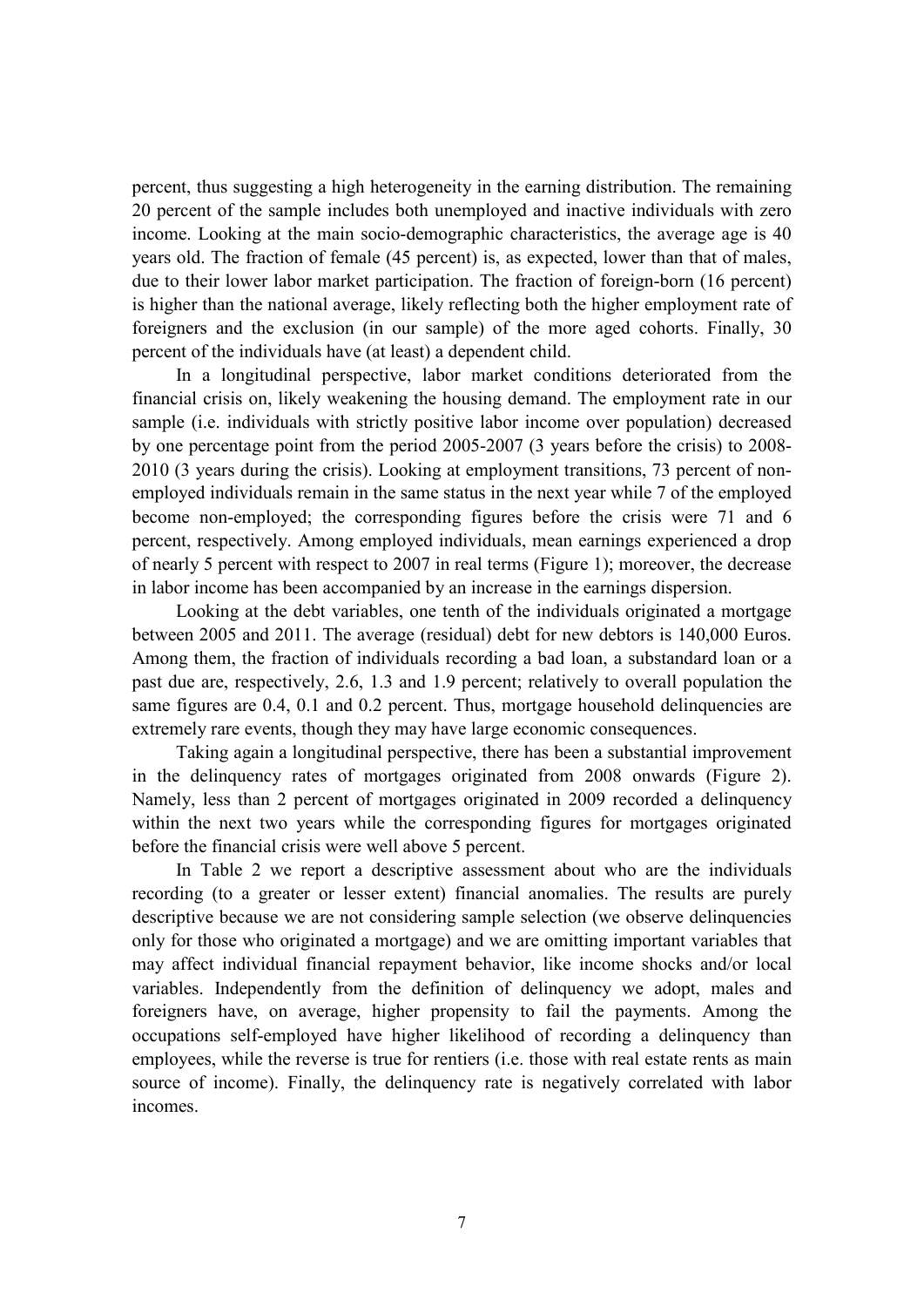percent, thus suggesting a high heterogeneity in the earning distribution. The remaining 20 percent of the sample includes both unemployed and inactive individuals with zero income. Looking at the main socio-demographic characteristics, the average age is 40 years old. The fraction of female (45 percent) is, as expected, lower than that of males, due to their lower labor market participation. The fraction of foreign-born (16 percent) is higher than the national average, likely reflecting both the higher employment rate of foreigners and the exclusion (in our sample) of the more aged cohorts. Finally, 30 percent of the individuals have (at least) a dependent child.

In a longitudinal perspective, labor market conditions deteriorated from the financial crisis on, likely weakening the housing demand. The employment rate in our sample (i.e. individuals with strictly positive labor income over population) decreased by one percentage point from the period 2005-2007 (3 years before the crisis) to 2008-2010 (3 years during the crisis). Looking at employment transitions, 73 percent of non-employed individuals remain in the same status in the next year while 7 of the employed become non-employed; the corresponding figures before the crisis were 71 and 6 percent, respectively. Among employed individuals, mean earnings experienced a drop of nearly 5 percent with respect to 2007 in real terms (Figure 1); moreover, the decrease in labor income has been accompanied by an increase in the earnings dispersion.

Looking at the debt variables, one tenth of the individuals originated a mortgage between 2005 and 2011. The average (residual) debt for new debtors is 140,000 Euros. Among them, the fraction of individuals recording a bad loan, a substandard loan or a past due are, respectively, 2.6, 1.3 and 1.9 percent; relatively to overall population the same figures are 0.4, 0.1 and 0.2 percent. Thus, mortgage household delinquencies are extremely rare events, though they may have large economic consequences.

Taking again a longitudinal perspective, there has been a substantial improvement in the delinquency rates of mortgages originated from 2008 onwards (Figure 2). Namely, less than 2 percent of mortgages originated in 2009 recorded a delinquency within the next two years while the corresponding figures for mortgages originated before the financial crisis were well above 5 percent.

In Table 2 we report a descriptive assessment about who are the individuals recording (to a greater or lesser extent) financial anomalies. The results are purely descriptive because we are not considering sample selection (we observe delinquencies only for those who originated a mortgage) and we are omitting important variables that may affect individual financial repayment behavior, like income shocks and/or local variables. Independently from the definition of delinquency we adopt, males and foreigners have, on average, higher propensity to fail the payments. Among the occupations self-employed have higher likelihood of recording a delinquency than employees, while the reverse is true for rentiers (i.e. those with real estate rents as main source of income). Finally, the delinquency rate is negatively correlated with labor incomes.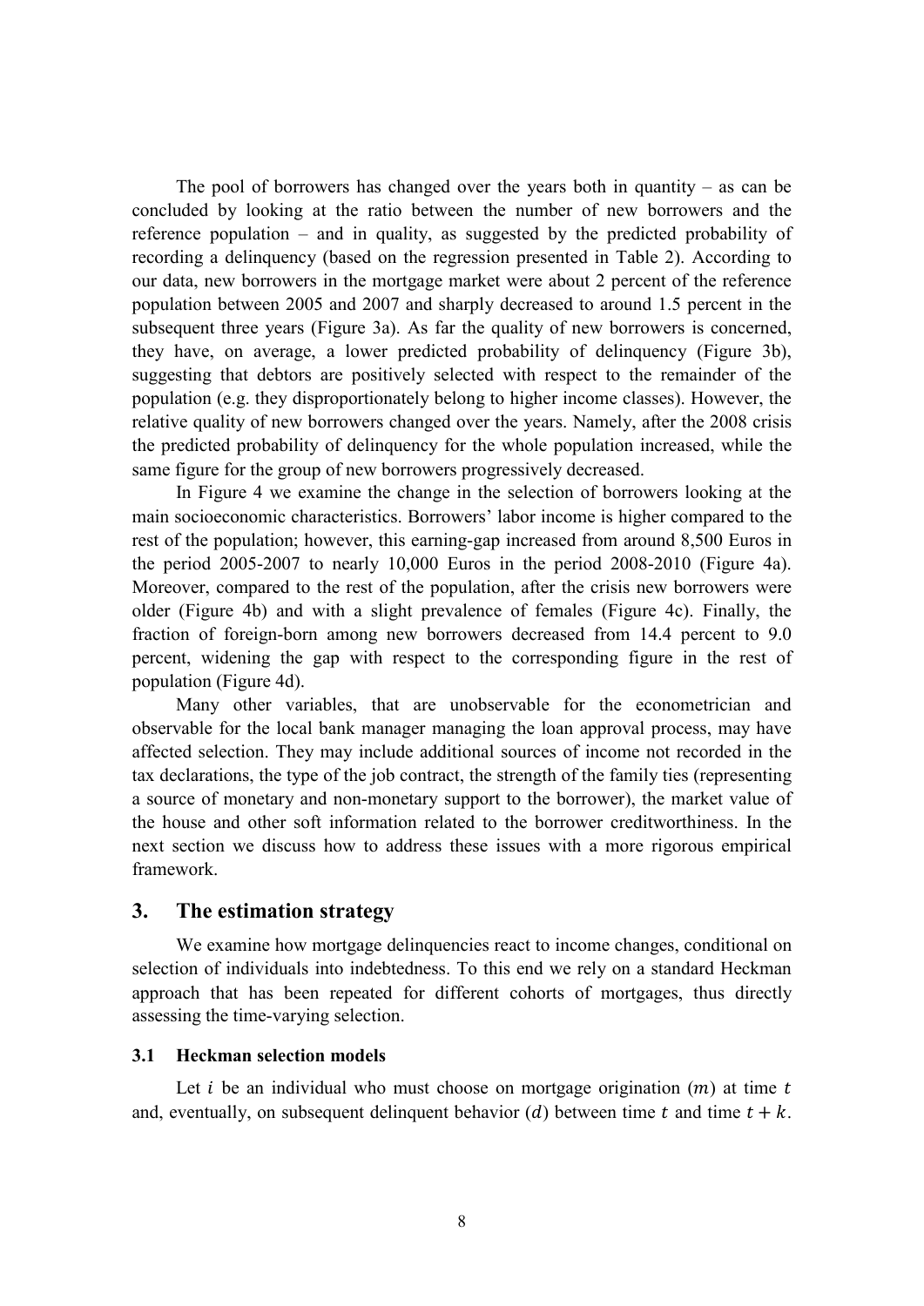The pool of borrowers has changed over the years both in quantity – as can be concluded by looking at the ratio between the number of new borrowers and the reference population – and in quality, as suggested by the predicted probability of recording a delinquency (based on the regression presented in Table 2). According to our data, new borrowers in the mortgage market were about 2 percent of the reference population between 2005 and 2007 and sharply decreased to around 1.5 percent in the subsequent three years (Figure 3a). As far the quality of new borrowers is concerned, they have, on average, a lower predicted probability of delinquency (Figure 3b), suggesting that debtors are positively selected with respect to the remainder of the population (e.g. they disproportionately belong to higher income classes). However, the relative quality of new borrowers changed over the years. Namely, after the 2008 crisis the predicted probability of delinquency for the whole population increased, while the same figure for the group of new borrowers progressively decreased.

In Figure 4 we examine the change in the selection of borrowers looking at the main socioeconomic characteristics. Borrowers' labor income is higher compared to the rest of the population; however, this earning-gap increased from around 8,500 Euros in the period 2005-2007 to nearly 10,000 Euros in the period 2008-2010 (Figure 4a). Moreover, compared to the rest of the population, after the crisis new borrowers were older (Figure 4b) and with a slight prevalence of females (Figure 4c). Finally, the fraction of foreign-born among new borrowers decreased from 14.4 percent to 9.0 percent, widening the gap with respect to the corresponding figure in the rest of population (Figure 4d).

Many other variables, that are unobservable for the econometrician and observable for the local bank manager managing the loan approval process, may have affected selection. They may include additional sources of income not recorded in the tax declarations, the type of the job contract, the strength of the family ties (representing a source of monetary and non-monetary support to the borrower), the market value of the house and other soft information related to the borrower creditworthiness. In the next section we discuss how to address these issues with a more rigorous empirical framework.

## 3. The estimation strategy

We examine how mortgage delinquencies react to income changes, conditional on selection of individuals into indebtedness. To this end we rely on a standard Heckman approach that has been repeated for different cohorts of mortgages, thus directly assessing the time-varying selection.

### 3.1 Heckman selection models

Let $i$ be an individual who must choose on mortgage origination ($m$) at time $t$ and, eventually, on subsequent delinquent behavior ($d$) between time $t$ and time $t + k$.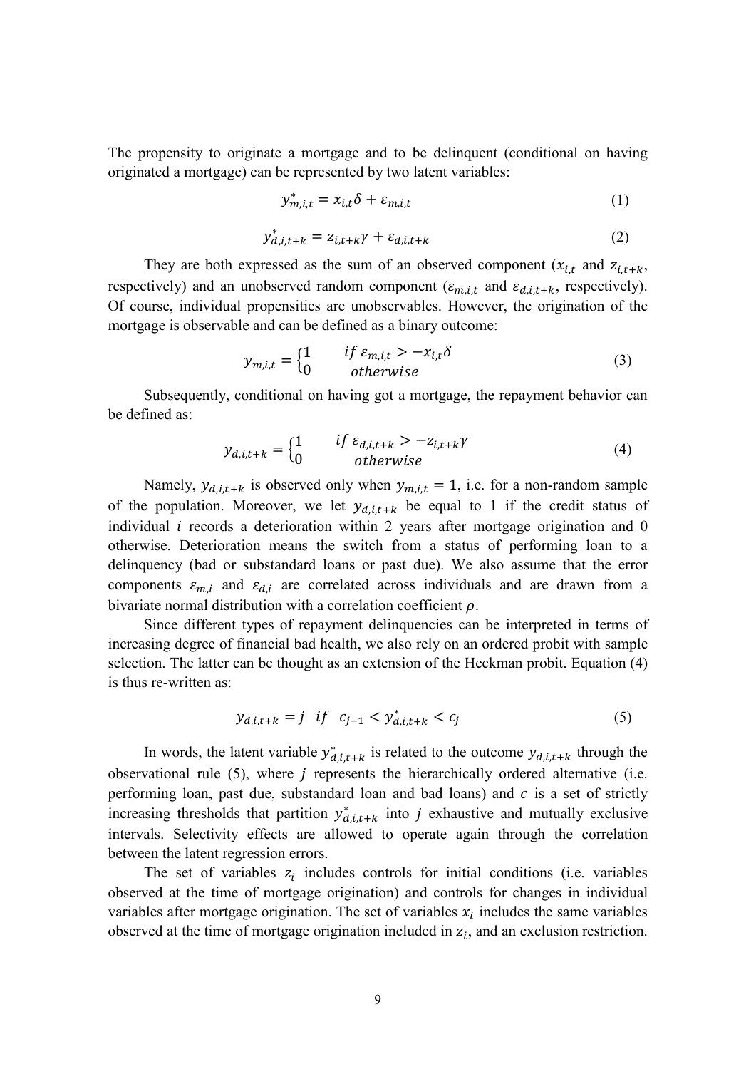The propensity to originate a mortgage and to be delinquent (conditional on having originated a mortgage) can be represented by two latent variables:

$$y^*_{m,i,t} = x_{i,t}\delta + \varepsilon_{m,i,t} \tag{1}$$

$$y^*_{d,i,t+k} = z_{i,t+k}\gamma + \varepsilon_{d,i,t+k} \tag{2}$$

They are both expressed as the sum of an observed component ($x_{i,t}$ and $z_{i,t+k}$, respectively) and an unobserved random component ($\varepsilon_{m,i,t}$ and $\varepsilon_{d,i,t+k}$, respectively). Of course, individual propensities are unobservables. However, the origination of the mortgage is observable and can be defined as a binary outcome:

$$y_{m,i,t} = \begin{cases} 1 & if\ \varepsilon_{m,i,t} > -x_{i,t}\delta \\ 0 & otherwise \end{cases} \tag{3}$$

Subsequently, conditional on having got a mortgage, the repayment behavior can be defined as:

$$y_{d,i,t+k} = \begin{cases} 1 & if\ \varepsilon_{d,i,t+k} > -z_{i,t+k}\gamma \\ 0 & otherwise \end{cases} \tag{4}$$

Namely, $y_{d,i,t+k}$ is observed only when $y_{m,i,t} = 1$, i.e. for a non-random sample of the population. Moreover, we let $y_{d,i,t+k}$ be equal to 1 if the credit status of individual $i$ records a deterioration within 2 years after mortgage origination and 0 otherwise. Deterioration means the switch from a status of performing loan to a delinquency (bad or substandard loans or past due). We also assume that the error components $\varepsilon_{m,i}$ and $\varepsilon_{d,i}$ are correlated across individuals and are drawn from a bivariate normal distribution with a correlation coefficient $\rho$.

Since different types of repayment delinquencies can be interpreted in terms of increasing degree of financial bad health, we also rely on an ordered probit with sample selection. The latter can be thought as an extension of the Heckman probit. Equation (4) is thus re-written as:

$$y_{d,i,t+k} = j \quad if \quad c_{j-1} < y^*_{d,i,t+k} < c_j \tag{5}$$

In words, the latent variable $y^*_{d,i,t+k}$ is related to the outcome $y_{d,i,t+k}$ through the observational rule (5), where $j$ represents the hierarchically ordered alternative (i.e. performing loan, past due, substandard loan and bad loans) and $c$ is a set of strictly increasing thresholds that partition $y^*_{d,i,t+k}$ into $j$ exhaustive and mutually exclusive intervals. Selectivity effects are allowed to operate again through the correlation between the latent regression errors.

The set of variables $z_i$ includes controls for initial conditions (i.e. variables observed at the time of mortgage origination) and controls for changes in individual variables after mortgage origination. The set of variables $x_i$ includes the same variables observed at the time of mortgage origination included in $z_i$, and an exclusion restriction.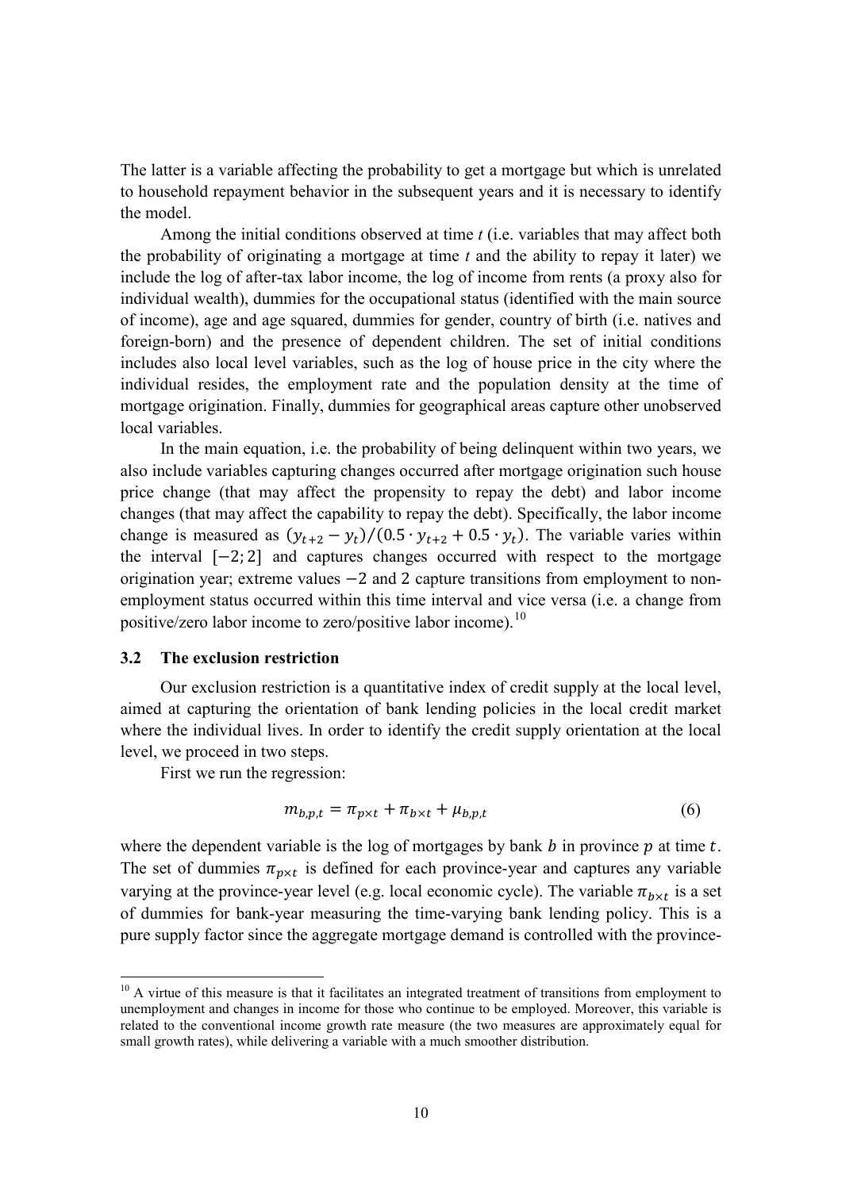The latter is a variable affecting the probability to get a mortgage but which is unrelated to household repayment behavior in the subsequent years and it is necessary to identify the model.

Among the initial conditions observed at time *t* (i.e. variables that may affect both the probability of originating a mortgage at time *t* and the ability to repay it later) we include the log of after-tax labor income, the log of income from rents (a proxy also for individual wealth), dummies for the occupational status (identified with the main source of income), age and age squared, dummies for gender, country of birth (i.e. natives and foreign-born) and the presence of dependent children. The set of initial conditions includes also local level variables, such as the log of house price in the city where the individual resides, the employment rate and the population density at the time of mortgage origination. Finally, dummies for geographical areas capture other unobserved local variables.

In the main equation, i.e. the probability of being delinquent within two years, we also include variables capturing changes occurred after mortgage origination such house price change (that may affect the propensity to repay the debt) and labor income changes (that may affect the capability to repay the debt). Specifically, the labor income change is measured as $(y_{t+2} - y_t)/(0.5 \cdot y_{t+2} + 0.5 \cdot y_t)$. The variable varies within the interval $[-2; 2]$ and captures changes occurred with respect to the mortgage origination year; extreme values $-2$ and $2$ capture transitions from employment to non-employment status occurred within this time interval and vice versa (i.e. a change from positive/zero labor income to zero/positive labor income).[10]

### 3.2 The exclusion restriction

Our exclusion restriction is a quantitative index of credit supply at the local level, aimed at capturing the orientation of bank lending policies in the local credit market where the individual lives. In order to identify the credit supply orientation at the local level, we proceed in two steps.

First we run the regression:

$$m_{b,p,t} = \pi_{p \times t} + \pi_{b \times t} + \mu_{b,p,t} \tag{6}$$

where the dependent variable is the log of mortgages by bank $b$ in province $p$ at time $t$. The set of dummies $\pi_{p \times t}$ is defined for each province-year and captures any variable varying at the province-year level (e.g. local economic cycle). The variable $\pi_{b \times t}$ is a set of dummies for bank-year measuring the time-varying bank lending policy. This is a pure supply factor since the aggregate mortgage demand is controlled with the province-

[10] A virtue of this measure is that it facilitates an integrated treatment of transitions from employment to unemployment and changes in income for those who continue to be employed. Moreover, this variable is related to the conventional income growth rate measure (the two measures are approximately equal for small growth rates), while delivering a variable with a much smoother distribution.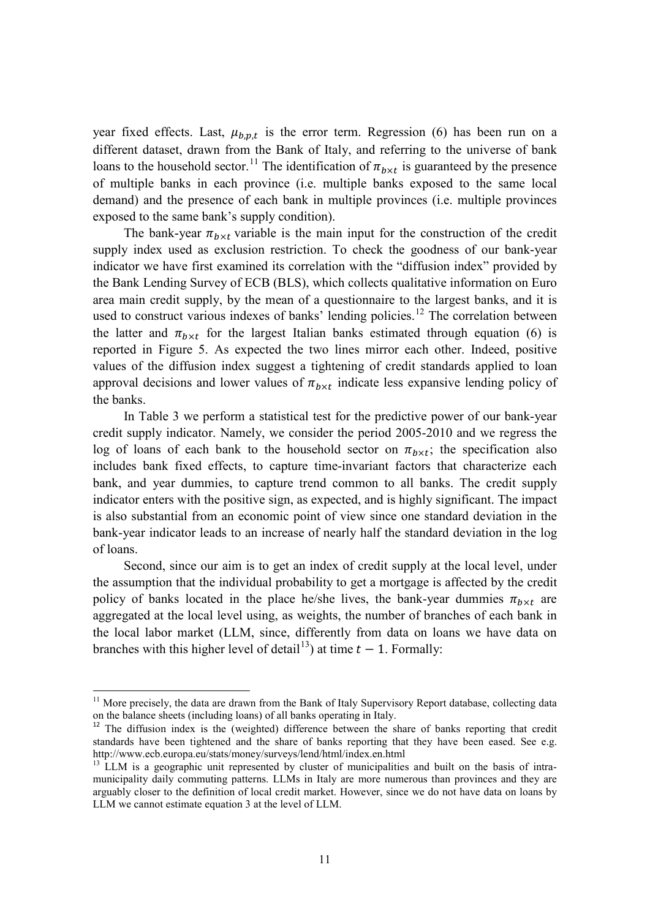year fixed effects. Last, $\mu_{b,p,t}$ is the error term. Regression (6) has been run on a different dataset, drawn from the Bank of Italy, and referring to the universe of bank loans to the household sector.[11] The identification of $\pi_{b\times t}$ is guaranteed by the presence of multiple banks in each province (i.e. multiple banks exposed to the same local demand) and the presence of each bank in multiple provinces (i.e. multiple provinces exposed to the same bank's supply condition).

The bank-year $\pi_{b\times t}$ variable is the main input for the construction of the credit supply index used as exclusion restriction. To check the goodness of our bank-year indicator we have first examined its correlation with the "diffusion index" provided by the Bank Lending Survey of ECB (BLS), which collects qualitative information on Euro area main credit supply, by the mean of a questionnaire to the largest banks, and it is used to construct various indexes of banks' lending policies.[12] The correlation between the latter and $\pi_{b\times t}$ for the largest Italian banks estimated through equation (6) is reported in Figure 5. As expected the two lines mirror each other. Indeed, positive values of the diffusion index suggest a tightening of credit standards applied to loan approval decisions and lower values of $\pi_{b\times t}$ indicate less expansive lending policy of the banks.

In Table 3 we perform a statistical test for the predictive power of our bank-year credit supply indicator. Namely, we consider the period 2005-2010 and we regress the log of loans of each bank to the household sector on $\pi_{b\times t}$; the specification also includes bank fixed effects, to capture time-invariant factors that characterize each bank, and year dummies, to capture trend common to all banks. The credit supply indicator enters with the positive sign, as expected, and is highly significant. The impact is also substantial from an economic point of view since one standard deviation in the bank-year indicator leads to an increase of nearly half the standard deviation in the log of loans.

Second, since our aim is to get an index of credit supply at the local level, under the assumption that the individual probability to get a mortgage is affected by the credit policy of banks located in the place he/she lives, the bank-year dummies $\pi_{b\times t}$ are aggregated at the local level using, as weights, the number of branches of each bank in the local labor market (LLM, since, differently from data on loans we have data on branches with this higher level of detail[13]) at time $t-1$. Formally:

---

[11] More precisely, the data are drawn from the Bank of Italy Supervisory Report database, collecting data on the balance sheets (including loans) of all banks operating in Italy.

[12] The diffusion index is the (weighted) difference between the share of banks reporting that credit standards have been tightened and the share of banks reporting that they have been eased. See e.g. http://www.ecb.europa.eu/stats/money/surveys/lend/html/index.en.html

[13] LLM is a geographic unit represented by cluster of municipalities and built on the basis of intra-municipality daily commuting patterns. LLMs in Italy are more numerous than provinces and they are arguably closer to the definition of local credit market. However, since we do not have data on loans by LLM we cannot estimate equation 3 at the level of LLM.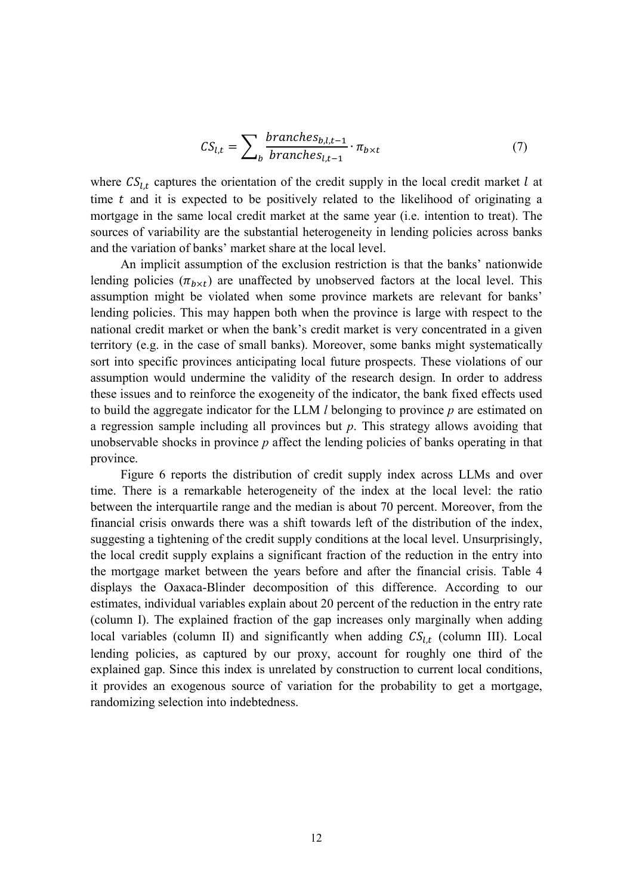$$CS_{l,t} = \sum\nolimits_{b} \frac{branches_{b,l,t-1}}{branches_{l,t-1}} \cdot \pi_{b \times t} \tag{7}$$

where $CS_{l,t}$ captures the orientation of the credit supply in the local credit market $l$ at time $t$ and it is expected to be positively related to the likelihood of originating a mortgage in the same local credit market at the same year (i.e. intention to treat). The sources of variability are the substantial heterogeneity in lending policies across banks and the variation of banks' market share at the local level.

An implicit assumption of the exclusion restriction is that the banks' nationwide lending policies ($\pi_{b \times t}$) are unaffected by unobserved factors at the local level. This assumption might be violated when some province markets are relevant for banks' lending policies. This may happen both when the province is large with respect to the national credit market or when the bank's credit market is very concentrated in a given territory (e.g. in the case of small banks). Moreover, some banks might systematically sort into specific provinces anticipating local future prospects. These violations of our assumption would undermine the validity of the research design. In order to address these issues and to reinforce the exogeneity of the indicator, the bank fixed effects used to build the aggregate indicator for the LLM *l* belonging to province *p* are estimated on a regression sample including all provinces but *p*. This strategy allows avoiding that unobservable shocks in province *p* affect the lending policies of banks operating in that province.

Figure 6 reports the distribution of credit supply index across LLMs and over time. There is a remarkable heterogeneity of the index at the local level: the ratio between the interquartile range and the median is about 70 percent. Moreover, from the financial crisis onwards there was a shift towards left of the distribution of the index, suggesting a tightening of the credit supply conditions at the local level. Unsurprisingly, the local credit supply explains a significant fraction of the reduction in the entry into the mortgage market between the years before and after the financial crisis. Table 4 displays the Oaxaca-Blinder decomposition of this difference. According to our estimates, individual variables explain about 20 percent of the reduction in the entry rate (column I). The explained fraction of the gap increases only marginally when adding local variables (column II) and significantly when adding $CS_{l,t}$ (column III). Local lending policies, as captured by our proxy, account for roughly one third of the explained gap. Since this index is unrelated by construction to current local conditions, it provides an exogenous source of variation for the probability to get a mortgage, randomizing selection into indebtedness.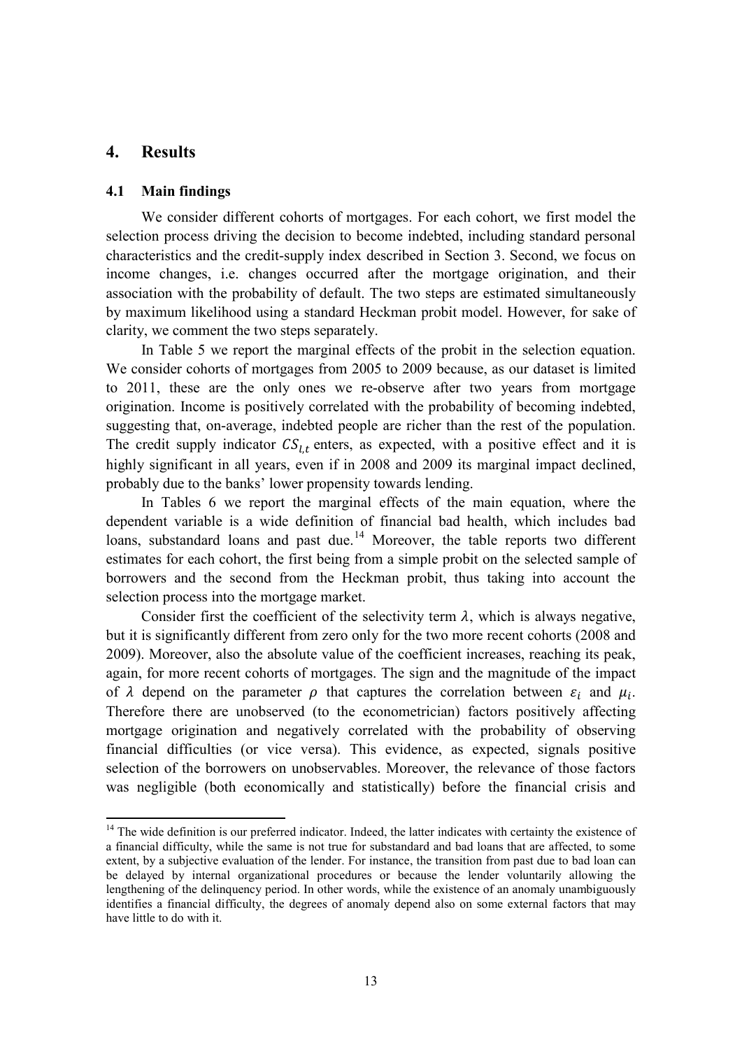## 4. Results

### 4.1 Main findings

We consider different cohorts of mortgages. For each cohort, we first model the selection process driving the decision to become indebted, including standard personal characteristics and the credit-supply index described in Section 3. Second, we focus on income changes, i.e. changes occurred after the mortgage origination, and their association with the probability of default. The two steps are estimated simultaneously by maximum likelihood using a standard Heckman probit model. However, for sake of clarity, we comment the two steps separately.

In Table 5 we report the marginal effects of the probit in the selection equation. We consider cohorts of mortgages from 2005 to 2009 because, as our dataset is limited to 2011, these are the only ones we re-observe after two years from mortgage origination. Income is positively correlated with the probability of becoming indebted, suggesting that, on-average, indebted people are richer than the rest of the population. The credit supply indicator $CS_{l,t}$ enters, as expected, with a positive effect and it is highly significant in all years, even if in 2008 and 2009 its marginal impact declined, probably due to the banks' lower propensity towards lending.

In Tables 6 we report the marginal effects of the main equation, where the dependent variable is a wide definition of financial bad health, which includes bad loans, substandard loans and past due.[14] Moreover, the table reports two different estimates for each cohort, the first being from a simple probit on the selected sample of borrowers and the second from the Heckman probit, thus taking into account the selection process into the mortgage market.

Consider first the coefficient of the selectivity term $\lambda$, which is always negative, but it is significantly different from zero only for the two more recent cohorts (2008 and 2009). Moreover, also the absolute value of the coefficient increases, reaching its peak, again, for more recent cohorts of mortgages. The sign and the magnitude of the impact of $\lambda$ depend on the parameter $\rho$ that captures the correlation between $\varepsilon_i$ and $\mu_i$. Therefore there are unobserved (to the econometrician) factors positively affecting mortgage origination and negatively correlated with the probability of observing financial difficulties (or vice versa). This evidence, as expected, signals positive selection of the borrowers on unobservables. Moreover, the relevance of those factors was negligible (both economically and statistically) before the financial crisis and

[14] The wide definition is our preferred indicator. Indeed, the latter indicates with certainty the existence of a financial difficulty, while the same is not true for substandard and bad loans that are affected, to some extent, by a subjective evaluation of the lender. For instance, the transition from past due to bad loan can be delayed by internal organizational procedures or because the lender voluntarily allowing the lengthening of the delinquency period. In other words, while the existence of an anomaly unambiguously identifies a financial difficulty, the degrees of anomaly depend also on some external factors that may have little to do with it.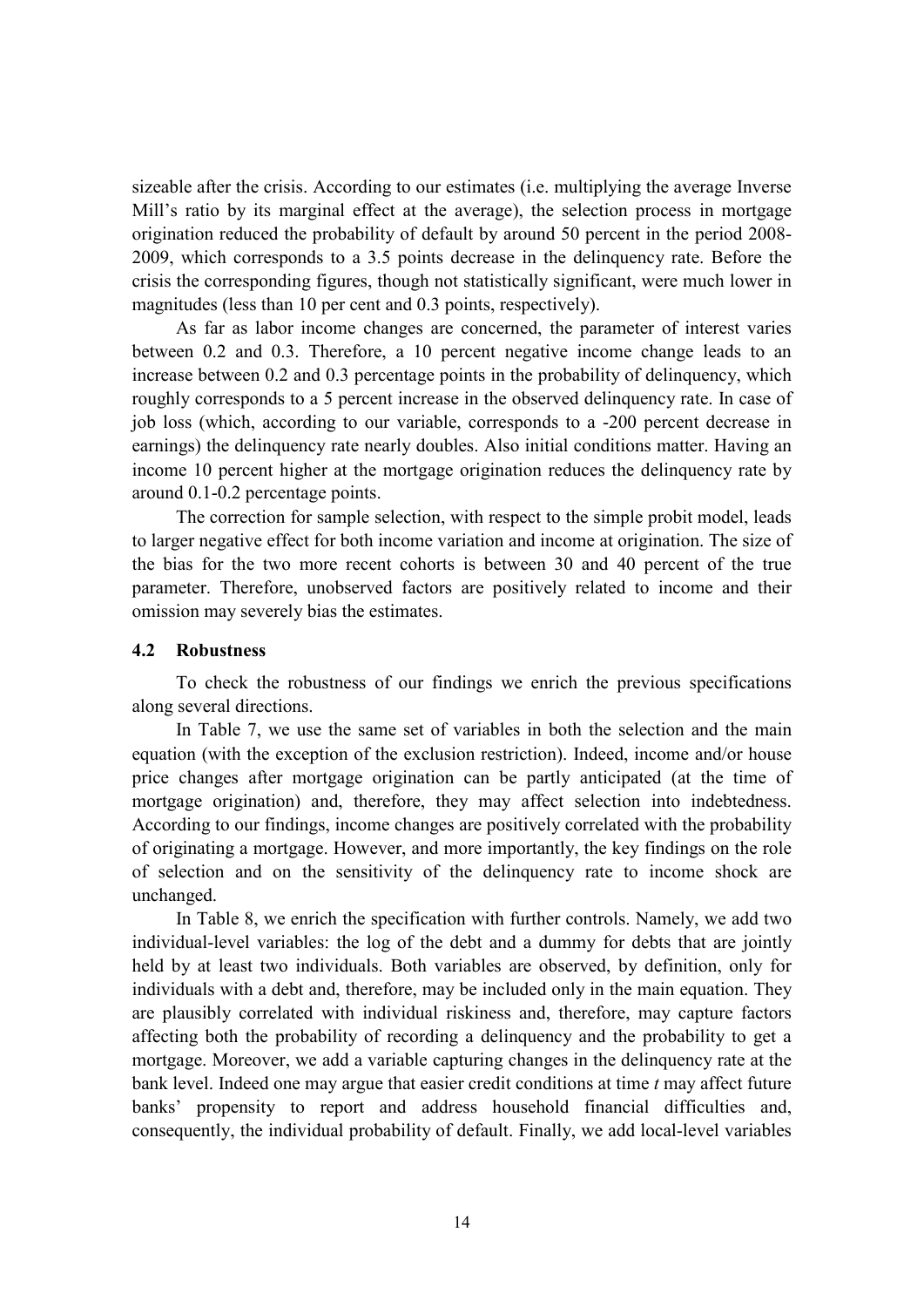sizeable after the crisis. According to our estimates (i.e. multiplying the average Inverse Mill's ratio by its marginal effect at the average), the selection process in mortgage origination reduced the probability of default by around 50 percent in the period 2008-2009, which corresponds to a 3.5 points decrease in the delinquency rate. Before the crisis the corresponding figures, though not statistically significant, were much lower in magnitudes (less than 10 per cent and 0.3 points, respectively).

As far as labor income changes are concerned, the parameter of interest varies between 0.2 and 0.3. Therefore, a 10 percent negative income change leads to an increase between 0.2 and 0.3 percentage points in the probability of delinquency, which roughly corresponds to a 5 percent increase in the observed delinquency rate. In case of job loss (which, according to our variable, corresponds to a -200 percent decrease in earnings) the delinquency rate nearly doubles. Also initial conditions matter. Having an income 10 percent higher at the mortgage origination reduces the delinquency rate by around 0.1-0.2 percentage points.

The correction for sample selection, with respect to the simple probit model, leads to larger negative effect for both income variation and income at origination. The size of the bias for the two more recent cohorts is between 30 and 40 percent of the true parameter. Therefore, unobserved factors are positively related to income and their omission may severely bias the estimates.

### 4.2 Robustness

To check the robustness of our findings we enrich the previous specifications along several directions.

In Table 7, we use the same set of variables in both the selection and the main equation (with the exception of the exclusion restriction). Indeed, income and/or house price changes after mortgage origination can be partly anticipated (at the time of mortgage origination) and, therefore, they may affect selection into indebtedness. According to our findings, income changes are positively correlated with the probability of originating a mortgage. However, and more importantly, the key findings on the role of selection and on the sensitivity of the delinquency rate to income shock are unchanged.

In Table 8, we enrich the specification with further controls. Namely, we add two individual-level variables: the log of the debt and a dummy for debts that are jointly held by at least two individuals. Both variables are observed, by definition, only for individuals with a debt and, therefore, may be included only in the main equation. They are plausibly correlated with individual riskiness and, therefore, may capture factors affecting both the probability of recording a delinquency and the probability to get a mortgage. Moreover, we add a variable capturing changes in the delinquency rate at the bank level. Indeed one may argue that easier credit conditions at time *t* may affect future banks' propensity to report and address household financial difficulties and, consequently, the individual probability of default. Finally, we add local-level variables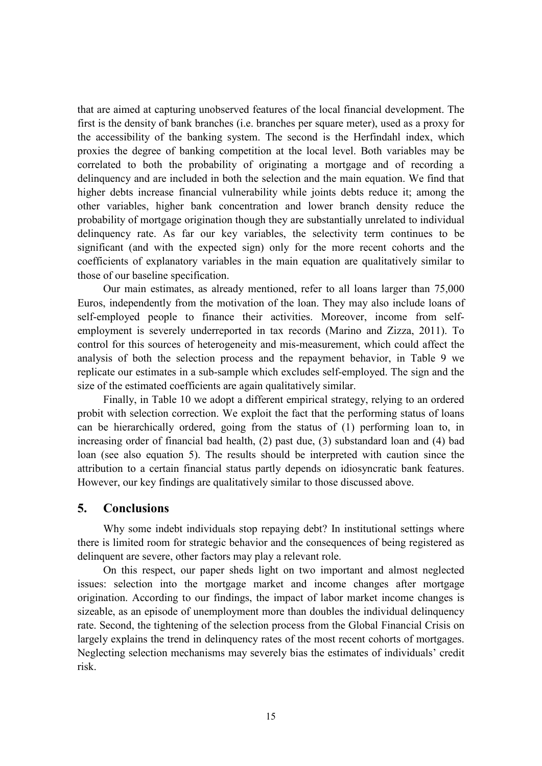that are aimed at capturing unobserved features of the local financial development. The first is the density of bank branches (i.e. branches per square meter), used as a proxy for the accessibility of the banking system. The second is the Herfindahl index, which proxies the degree of banking competition at the local level. Both variables may be correlated to both the probability of originating a mortgage and of recording a delinquency and are included in both the selection and the main equation. We find that higher debts increase financial vulnerability while joints debts reduce it; among the other variables, higher bank concentration and lower branch density reduce the probability of mortgage origination though they are substantially unrelated to individual delinquency rate. As far our key variables, the selectivity term continues to be significant (and with the expected sign) only for the more recent cohorts and the coefficients of explanatory variables in the main equation are qualitatively similar to those of our baseline specification.

Our main estimates, as already mentioned, refer to all loans larger than 75,000 Euros, independently from the motivation of the loan. They may also include loans of self-employed people to finance their activities. Moreover, income from self-employment is severely underreported in tax records (Marino and Zizza, 2011). To control for this sources of heterogeneity and mis-measurement, which could affect the analysis of both the selection process and the repayment behavior, in Table 9 we replicate our estimates in a sub-sample which excludes self-employed. The sign and the size of the estimated coefficients are again qualitatively similar.

Finally, in Table 10 we adopt a different empirical strategy, relying to an ordered probit with selection correction. We exploit the fact that the performing status of loans can be hierarchically ordered, going from the status of (1) performing loan to, in increasing order of financial bad health, (2) past due, (3) substandard loan and (4) bad loan (see also equation 5). The results should be interpreted with caution since the attribution to a certain financial status partly depends on idiosyncratic bank features. However, our key findings are qualitatively similar to those discussed above.

## 5. Conclusions

Why some indebt individuals stop repaying debt? In institutional settings where there is limited room for strategic behavior and the consequences of being registered as delinquent are severe, other factors may play a relevant role.

On this respect, our paper sheds light on two important and almost neglected issues: selection into the mortgage market and income changes after mortgage origination. According to our findings, the impact of labor market income changes is sizeable, as an episode of unemployment more than doubles the individual delinquency rate. Second, the tightening of the selection process from the Global Financial Crisis on largely explains the trend in delinquency rates of the most recent cohorts of mortgages. Neglecting selection mechanisms may severely bias the estimates of individuals' credit risk.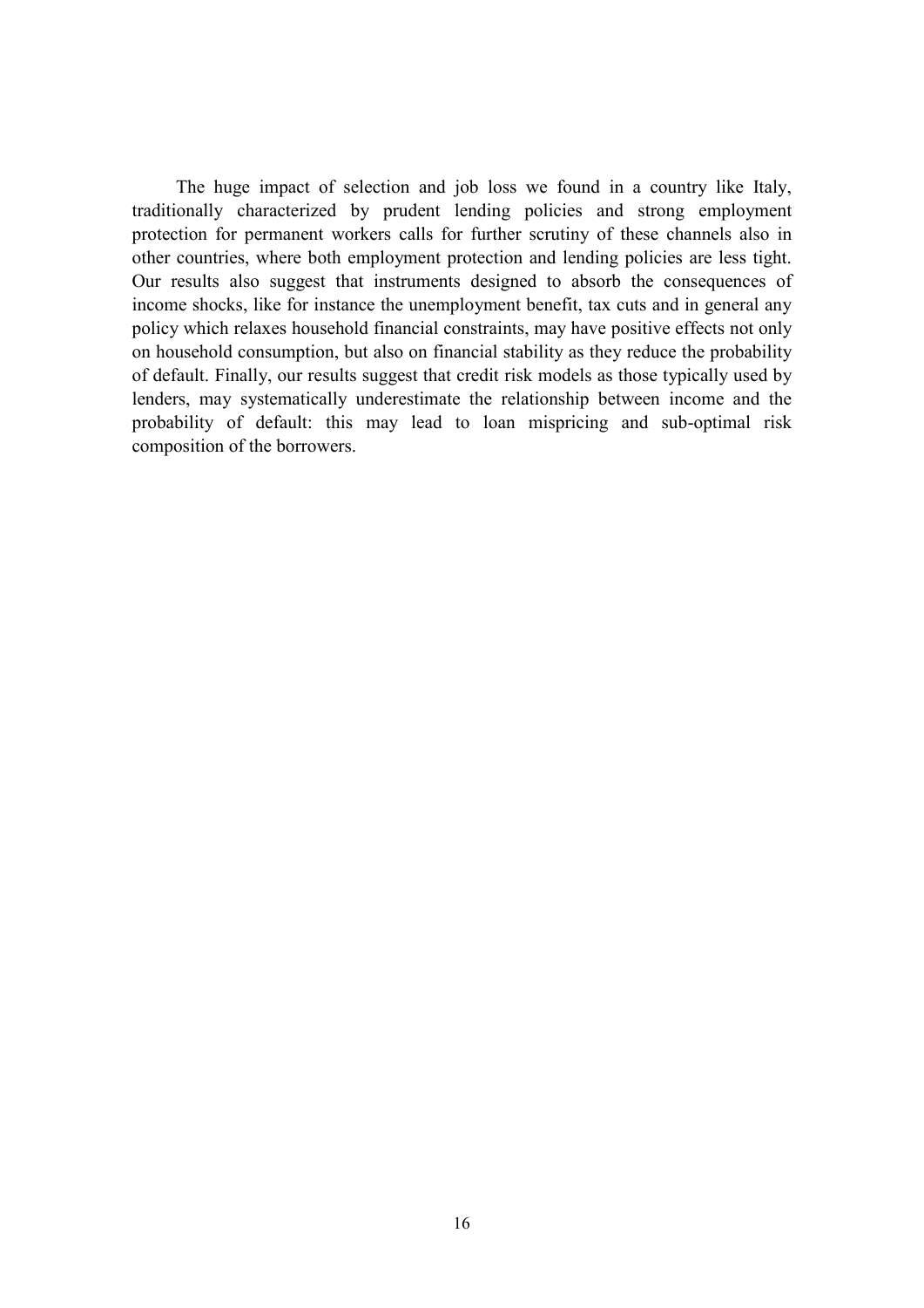The huge impact of selection and job loss we found in a country like Italy, traditionally characterized by prudent lending policies and strong employment protection for permanent workers calls for further scrutiny of these channels also in other countries, where both employment protection and lending policies are less tight. Our results also suggest that instruments designed to absorb the consequences of income shocks, like for instance the unemployment benefit, tax cuts and in general any policy which relaxes household financial constraints, may have positive effects not only on household consumption, but also on financial stability as they reduce the probability of default. Finally, our results suggest that credit risk models as those typically used by lenders, may systematically underestimate the relationship between income and the probability of default: this may lead to loan mispricing and sub-optimal risk composition of the borrowers.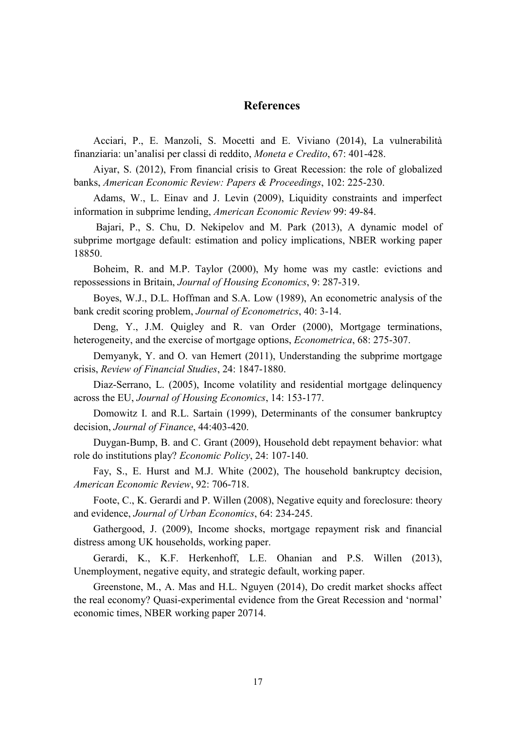## References

Acciari, P., E. Manzoli, S. Mocetti and E. Viviano (2014), La vulnerabilità finanziaria: un'analisi per classi di reddito, *Moneta e Credito*, 67: 401-428.

Aiyar, S. (2012), From financial crisis to Great Recession: the role of globalized banks, *American Economic Review: Papers & Proceedings*, 102: 225-230.

Adams, W., L. Einav and J. Levin (2009), Liquidity constraints and imperfect information in subprime lending, *American Economic Review* 99: 49-84.

Bajari, P., S. Chu, D. Nekipelov and M. Park (2013), A dynamic model of subprime mortgage default: estimation and policy implications, NBER working paper 18850.

Boheim, R. and M.P. Taylor (2000), My home was my castle: evictions and repossessions in Britain, *Journal of Housing Economics*, 9: 287-319.

Boyes, W.J., D.L. Hoffman and S.A. Low (1989), An econometric analysis of the bank credit scoring problem, *Journal of Econometrics*, 40: 3-14.

Deng, Y., J.M. Quigley and R. van Order (2000), Mortgage terminations, heterogeneity, and the exercise of mortgage options, *Econometrica*, 68: 275-307.

Demyanyk, Y. and O. van Hemert (2011), Understanding the subprime mortgage crisis, *Review of Financial Studies*, 24: 1847-1880.

Diaz-Serrano, L. (2005), Income volatility and residential mortgage delinquency across the EU, *Journal of Housing Economics*, 14: 153-177.

Domowitz I. and R.L. Sartain (1999), Determinants of the consumer bankruptcy decision, *Journal of Finance*, 44:403-420.

Duygan-Bump, B. and C. Grant (2009), Household debt repayment behavior: what role do institutions play? *Economic Policy*, 24: 107-140.

Fay, S., E. Hurst and M.J. White (2002), The household bankruptcy decision, *American Economic Review*, 92: 706-718.

Foote, C., K. Gerardi and P. Willen (2008), Negative equity and foreclosure: theory and evidence, *Journal of Urban Economics*, 64: 234-245.

Gathergood, J. (2009), Income shocks, mortgage repayment risk and financial distress among UK households, working paper.

Gerardi, K., K.F. Herkenhoff, L.E. Ohanian and P.S. Willen (2013), Unemployment, negative equity, and strategic default, working paper.

Greenstone, M., A. Mas and H.L. Nguyen (2014), Do credit market shocks affect the real economy? Quasi-experimental evidence from the Great Recession and 'normal' economic times, NBER working paper 20714.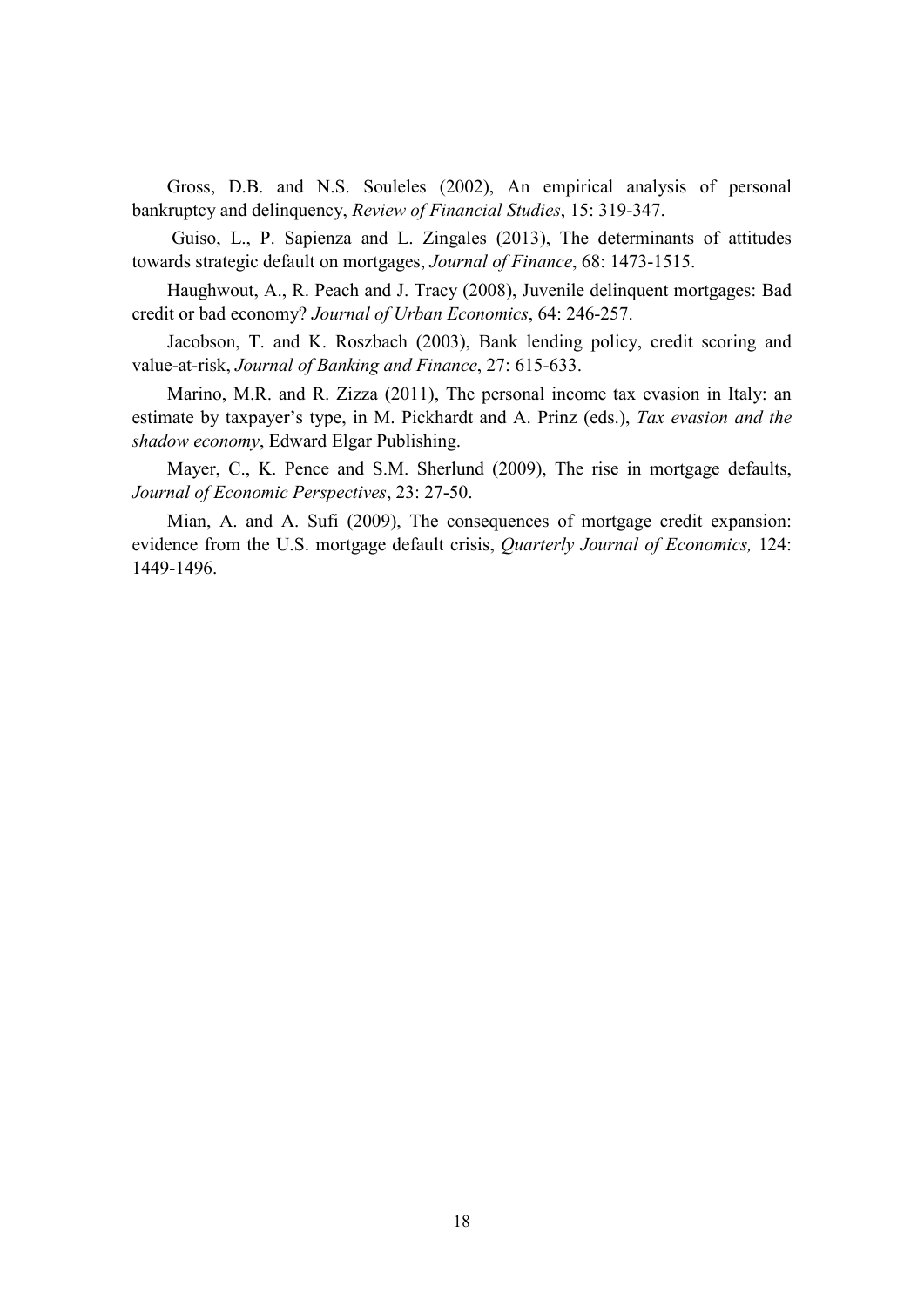Gross, D.B. and N.S. Souleles (2002), An empirical analysis of personal bankruptcy and delinquency, *Review of Financial Studies*, 15: 319-347.

Guiso, L., P. Sapienza and L. Zingales (2013), The determinants of attitudes towards strategic default on mortgages, *Journal of Finance*, 68: 1473-1515.

Haughwout, A., R. Peach and J. Tracy (2008), Juvenile delinquent mortgages: Bad credit or bad economy? *Journal of Urban Economics*, 64: 246-257.

Jacobson, T. and K. Roszbach (2003), Bank lending policy, credit scoring and value-at-risk, *Journal of Banking and Finance*, 27: 615-633.

Marino, M.R. and R. Zizza (2011), The personal income tax evasion in Italy: an estimate by taxpayer's type, in M. Pickhardt and A. Prinz (eds.), *Tax evasion and the shadow economy*, Edward Elgar Publishing.

Mayer, C., K. Pence and S.M. Sherlund (2009), The rise in mortgage defaults, *Journal of Economic Perspectives*, 23: 27-50.

Mian, A. and A. Sufi (2009), The consequences of mortgage credit expansion: evidence from the U.S. mortgage default crisis, *Quarterly Journal of Economics,* 124: 1449-1496.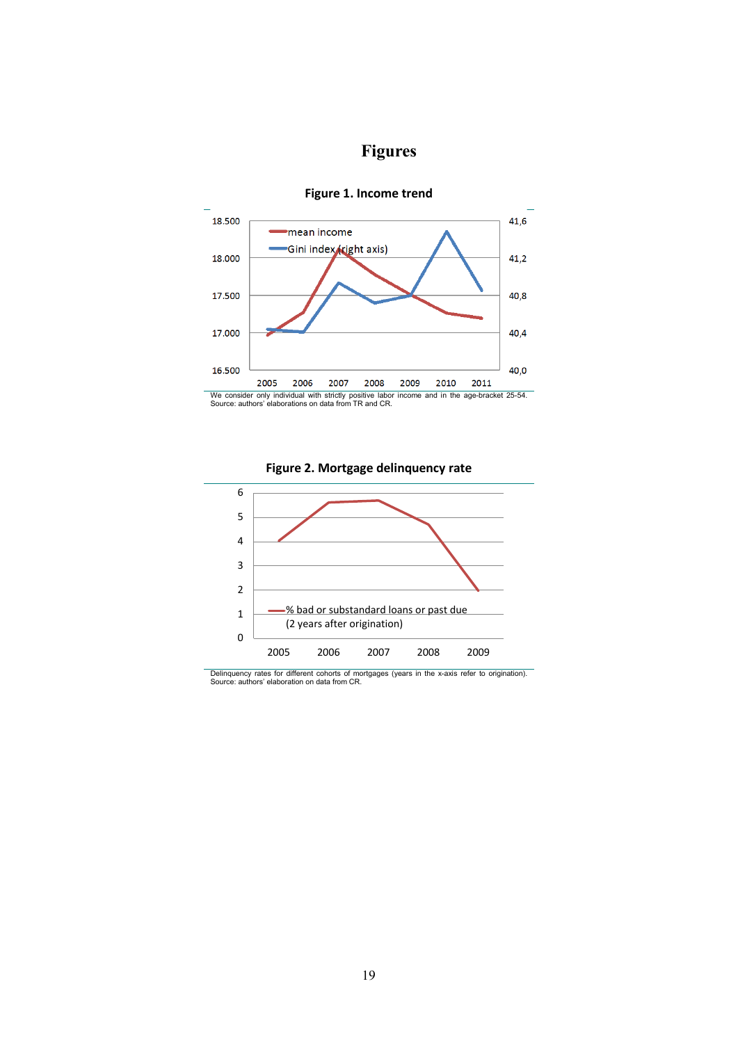# Figures

**Figure 1. Income trend**

We consider only individual with strictly positive labor income and in the age-bracket 25-54.
Source: authors' elaborations on data from TR and CR.

**Figure 2. Mortgage delinquency rate**

Delinquency rates for different cohorts of mortgages (years in the x-axis refer to origination).
Source: authors' elaboration on data from CR.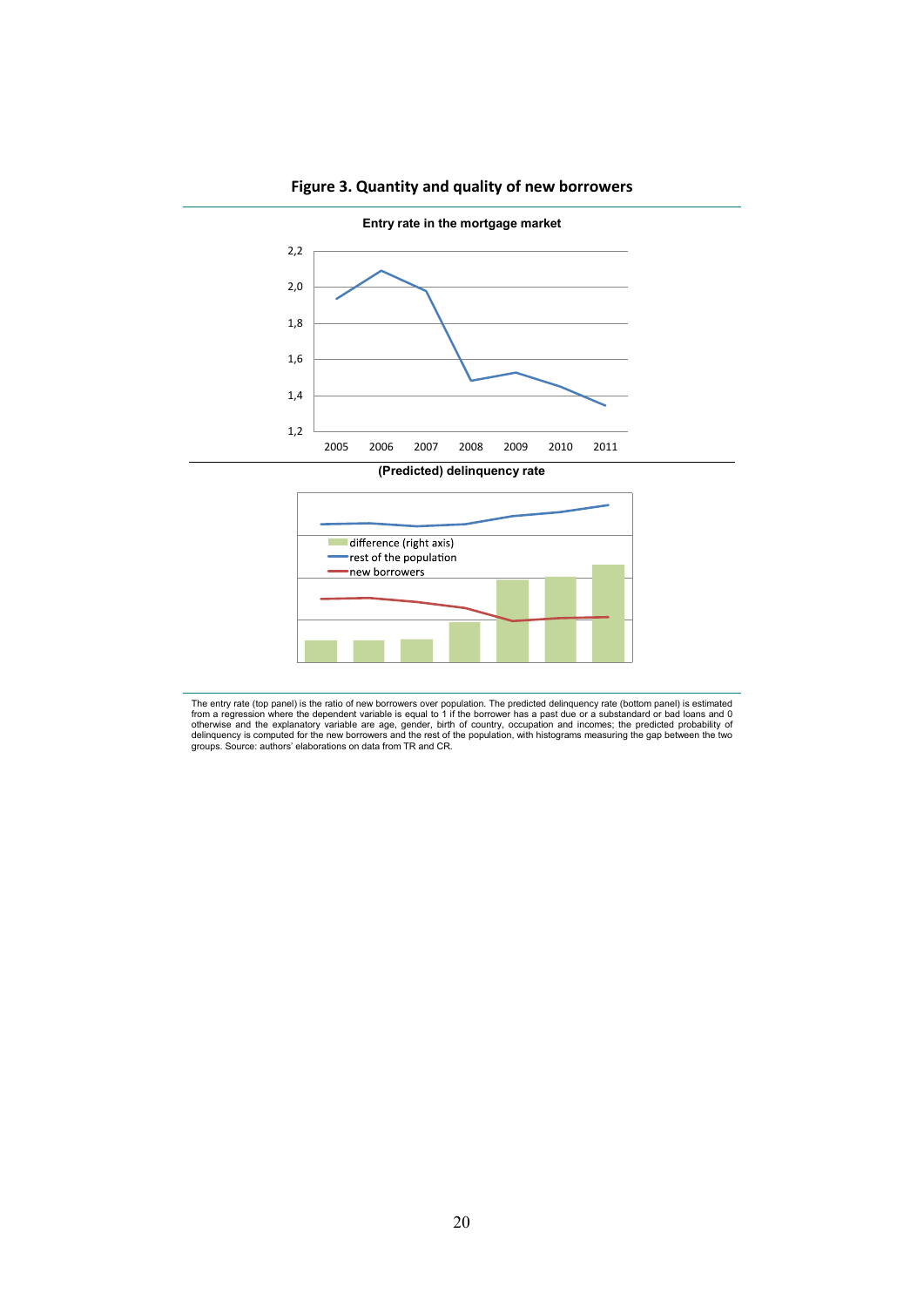**Figure 3. Quantity and quality of new borrowers**

**Entry rate in the mortgage market**

2,2
2,0
1,8
1,6
1,4
1,2

2005 2006 2007 2008 2009 2010 2011

**(Predicted) delinquency rate**

difference (right axis)
rest of the population
new borrowers

The entry rate (top panel) is the ratio of new borrowers over population. The predicted delinquency rate (bottom panel) is estimated from a regression where the dependent variable is equal to 1 if the borrower has a past due or a substandard or bad loans and 0 otherwise and the explanatory variable are age, gender, birth of country, occupation and incomes; the predicted probability of delinquency is computed for the new borrowers and the rest of the population, with histograms measuring the gap between the two groups. Source: authors' elaborations on data from TR and CR.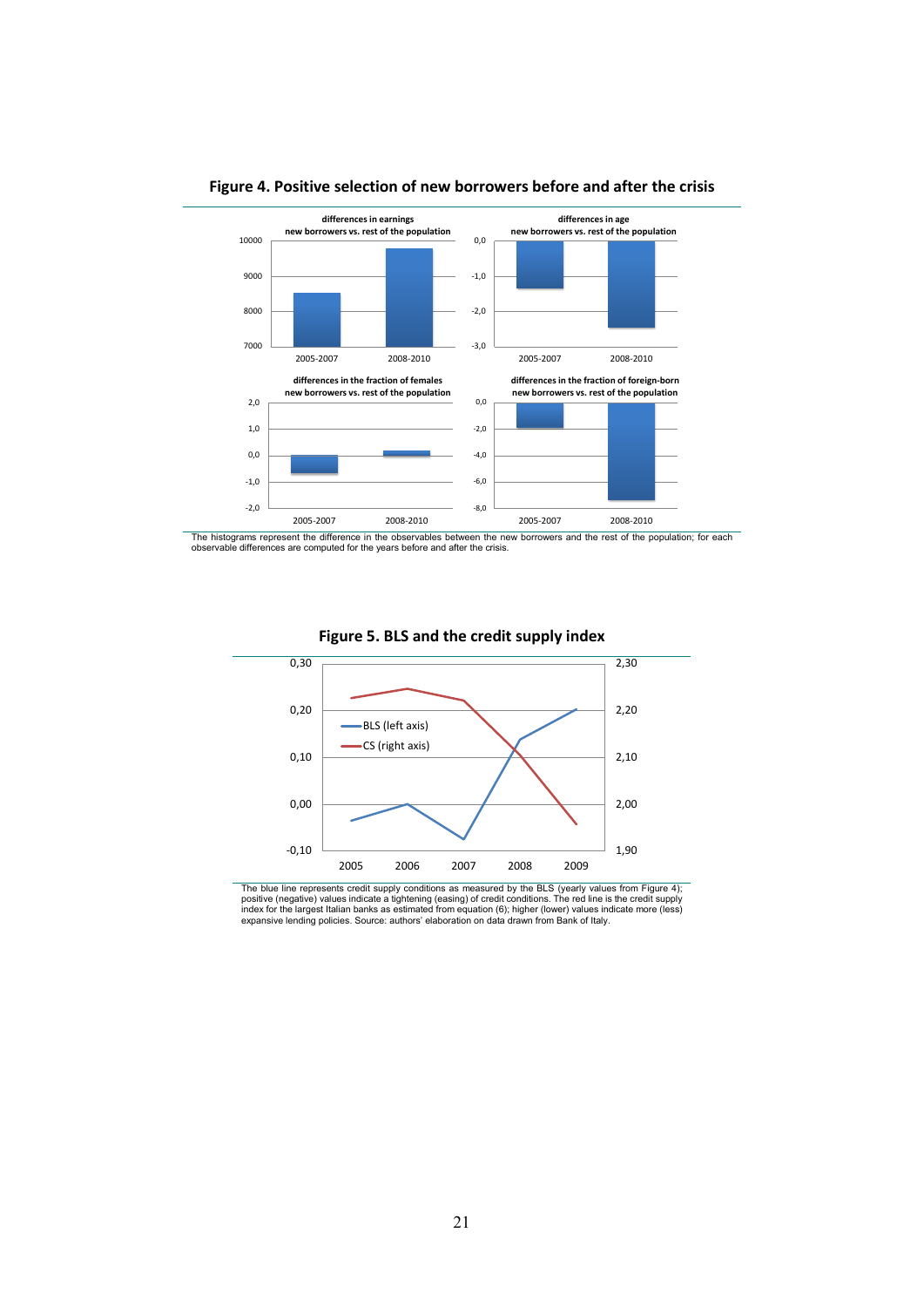**Figure 4. Positive selection of new borrowers before and after the crisis**

The histograms represent the difference in the observables between the new borrowers and the rest of the population; for each observable differences are computed for the years before and after the crisis.

**Figure 5. BLS and the credit supply index**

The blue line represents credit supply conditions as measured by the BLS (yearly values from Figure 4); positive (negative) values indicate a tightening (easing) of credit conditions. The red line is the credit supply index for the largest Italian banks as estimated from equation (6); higher (lower) values indicate more (less) expansive lending policies. Source: authors' elaboration on data drawn from Bank of Italy.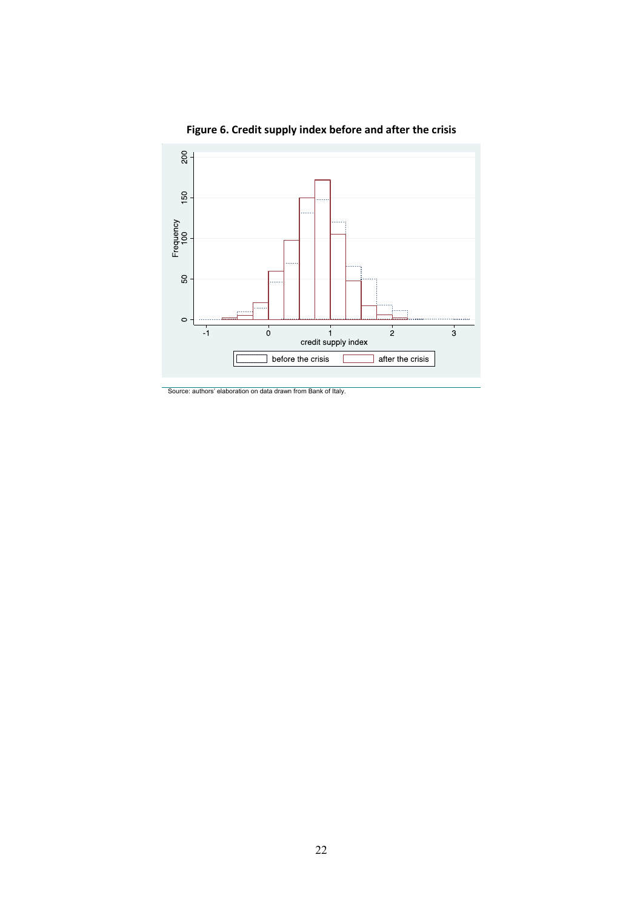**Figure 6. Credit supply index before and after the crisis**

Source: authors' elaboration on data drawn from Bank of Italy.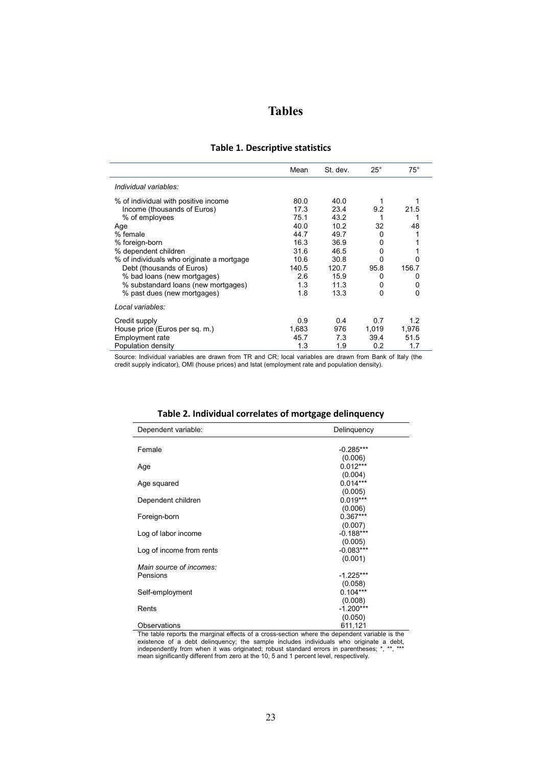# Tables

## Table 1. Descriptive statistics

| | Mean | St. dev. | 25° | 75° |
|---|---|---|---|---|
| *Individual variables:* | | | | |
| % of individual with positive income | 80.0 | 40.0 | 1 | 1 |
| Income (thousands of Euros) | 17.3 | 23.4 | 9.2 | 21.5 |
| % of employees | 75.1 | 43.2 | 1 | 1 |
| Age | 40.0 | 10.2 | 32 | 48 |
| % female | 44.7 | 49.7 | 0 | 1 |
| % foreign-born | 16.3 | 36.9 | 0 | 1 |
| % dependent children | 31.6 | 46.5 | 0 | 1 |
| % of individuals who originate a mortgage | 10.6 | 30.8 | 0 | 0 |
| Debt (thousands of Euros) | 140.5 | 120.7 | 95.8 | 156.7 |
| % bad loans (new mortgages) | 2.6 | 15.9 | 0 | 0 |
| % substandard loans (new mortgages) | 1.3 | 11.3 | 0 | 0 |
| % past dues (new mortgages) | 1.8 | 13.3 | 0 | 0 |
| *Local variables:* | | | | |
| Credit supply | 0.9 | 0.4 | 0.7 | 1.2 |
| House price (Euros per sq. m.) | 1,683 | 976 | 1,019 | 1,976 |
| Employment rate | 45.7 | 7.3 | 39.4 | 51.5 |
| Population density | 1.3 | 1.9 | 0.2 | 1.7 |

Source: Individual variables are drawn from TR and CR; local variables are drawn from Bank of Italy (the credit supply indicator), OMI (house prices) and Istat (employment rate and population density).

## Table 2. Individual correlates of mortgage delinquency

| Dependent variable: | Delinquency |
|---|---|
| Female | -0.285*** |
| | (0.006) |
| Age | 0.012*** |
| | (0.004) |
| Age squared | 0.014*** |
| | (0.005) |
| Dependent children | 0.019*** |
| | (0.006) |
| Foreign-born | 0.367*** |
| | (0.007) |
| Log of labor income | -0.188*** |
| | (0.005) |
| Log of income from rents | -0.083*** |
| | (0.001) |
| *Main source of incomes:* | |
| Pensions | -1.225*** |
| | (0.058) |
| Self-employment | 0.104*** |
| | (0.008) |
| Rents | -1.200*** |
| | (0.050) |
| Observations | 611,121 |

The table reports the marginal effects of a cross-section where the dependent variable is the existence of a debt delinquency; the sample includes individuals who originate a debt, independently from when it was originated; robust standard errors in parentheses; *, **, *** mean significantly different from zero at the 10, 5 and 1 percent level, respectively.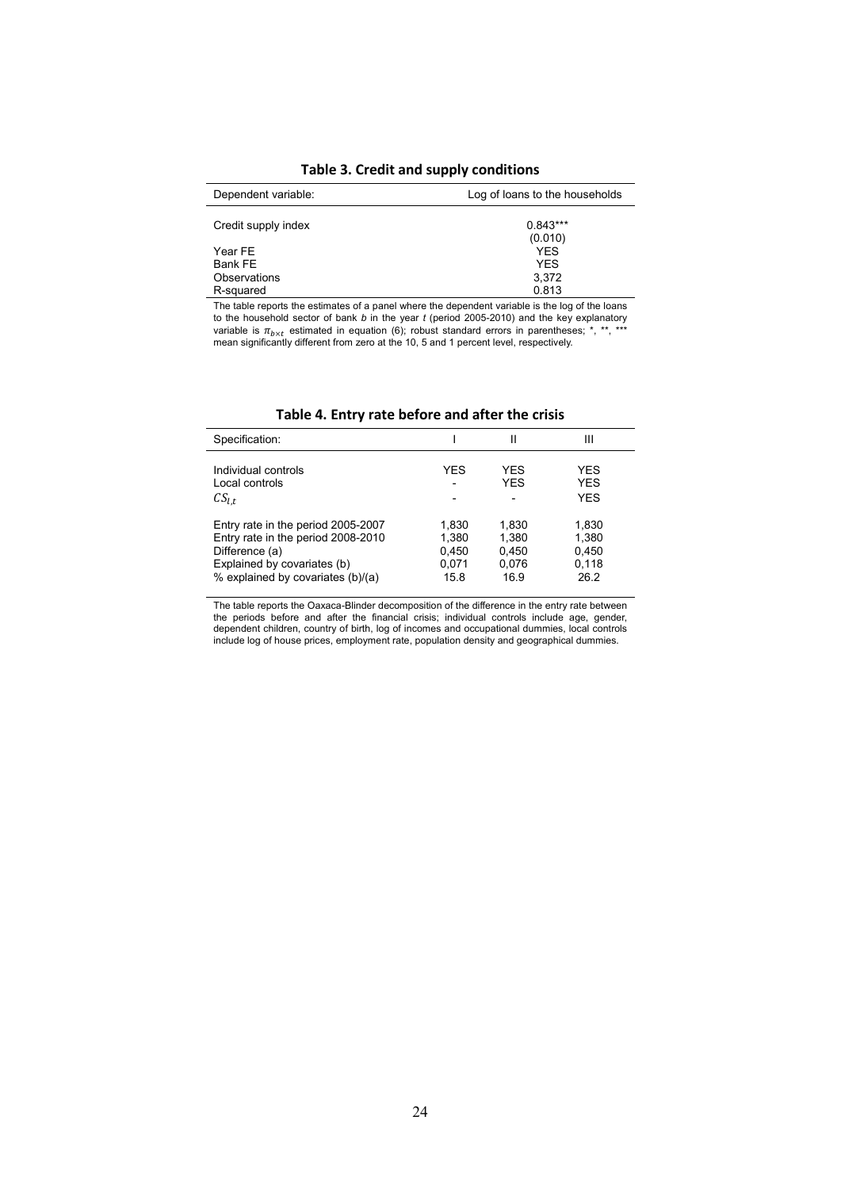**Table 3. Credit and supply conditions**

| Dependent variable: | Log of loans to the households |
|---|---|
| Credit supply index | 0.843*** |
| | (0.010) |
| Year FE | YES |
| Bank FE | YES |
| Observations | 3,372 |
| R-squared | 0.813 |

The table reports the estimates of a panel where the dependent variable is the log of the loans to the household sector of bank *b* in the year *t* (period 2005-2010) and the key explanatory variable is $\pi_{b \times t}$ estimated in equation (6); robust standard errors in parentheses; *, **, *** mean significantly different from zero at the 10, 5 and 1 percent level, respectively.

**Table 4. Entry rate before and after the crisis**

| Specification: | I | II | III |
|---|---|---|---|
| Individual controls | YES | YES | YES |
| Local controls | - | YES | YES |
| $CS_{l,t}$ | - | - | YES |
| Entry rate in the period 2005-2007 | 1,830 | 1,830 | 1,830 |
| Entry rate in the period 2008-2010 | 1,380 | 1,380 | 1,380 |
| Difference (a) | 0,450 | 0,450 | 0,450 |
| Explained by covariates (b) | 0,071 | 0,076 | 0,118 |
| % explained by covariates (b)/(a) | 15.8 | 16.9 | 26.2 |

The table reports the Oaxaca-Blinder decomposition of the difference in the entry rate between the periods before and after the financial crisis; individual controls include age, gender, dependent children, country of birth, log of incomes and occupational dummies, local controls include log of house prices, employment rate, population density and geographical dummies.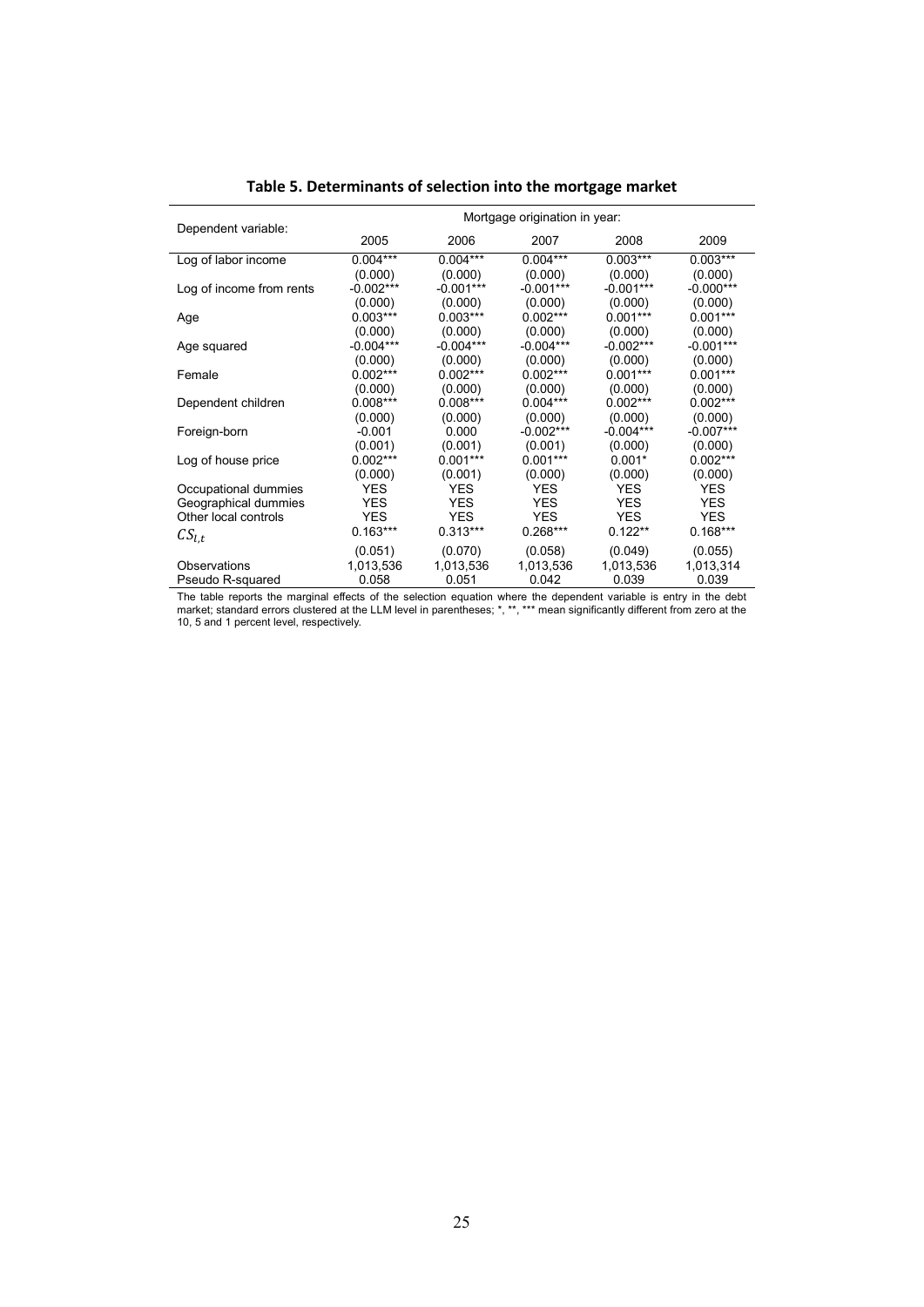## Table 5. Determinants of selection into the mortgage market

| Dependent variable: | Mortgage origination in year: | | | | |
|---|---|---|---|---|---|
| | 2005 | 2006 | 2007 | 2008 | 2009 |
| Log of labor income | 0.004*** | 0.004*** | 0.004*** | 0.003*** | 0.003*** |
| | (0.000) | (0.000) | (0.000) | (0.000) | (0.000) |
| Log of income from rents | -0.002*** | -0.001*** | -0.001*** | -0.001*** | -0.000*** |
| | (0.000) | (0.000) | (0.000) | (0.000) | (0.000) |
| Age | 0.003*** | 0.003*** | 0.002*** | 0.001*** | 0.001*** |
| | (0.000) | (0.000) | (0.000) | (0.000) | (0.000) |
| Age squared | -0.004*** | -0.004*** | -0.004*** | -0.002*** | -0.001*** |
| | (0.000) | (0.000) | (0.000) | (0.000) | (0.000) |
| Female | 0.002*** | 0.002*** | 0.002*** | 0.001*** | 0.001*** |
| | (0.000) | (0.000) | (0.000) | (0.000) | (0.000) |
| Dependent children | 0.008*** | 0.008*** | 0.004*** | 0.002*** | 0.002*** |
| | (0.000) | (0.000) | (0.000) | (0.000) | (0.000) |
| Foreign-born | -0.001 | 0.000 | -0.002*** | -0.004*** | -0.007*** |
| | (0.001) | (0.001) | (0.001) | (0.000) | (0.000) |
| Log of house price | 0.002*** | 0.001*** | 0.001*** | 0.001* | 0.002*** |
| | (0.000) | (0.001) | (0.000) | (0.000) | (0.000) |
| Occupational dummies | YES | YES | YES | YES | YES |
| Geographical dummies | YES | YES | YES | YES | YES |
| Other local controls | YES | YES | YES | YES | YES |
| $CS_{l,t}$ | 0.163*** | 0.313*** | 0.268*** | 0.122** | 0.168*** |
| | (0.051) | (0.070) | (0.058) | (0.049) | (0.055) |
| Observations | 1,013,536 | 1,013,536 | 1,013,536 | 1,013,536 | 1,013,314 |
| Pseudo R-squared | 0.058 | 0.051 | 0.042 | 0.039 | 0.039 |

The table reports the marginal effects of the selection equation where the dependent variable is entry in the debt market; standard errors clustered at the LLM level in parentheses; *, **, *** mean significantly different from zero at the 10, 5 and 1 percent level, respectively.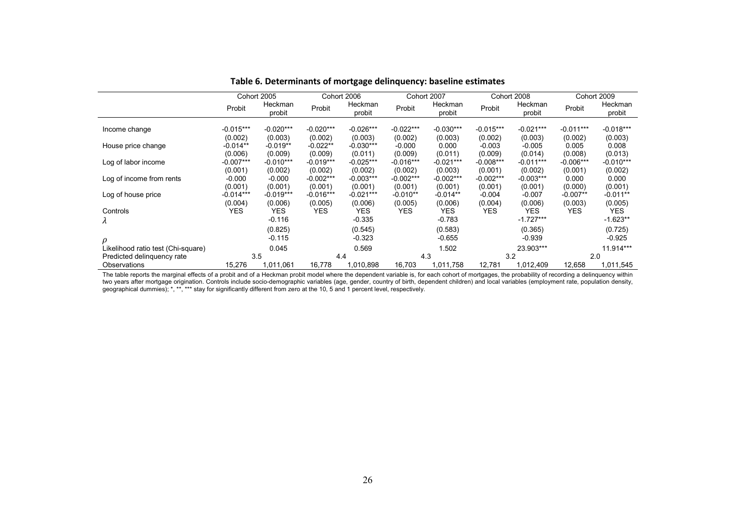**Table 6. Determinants of mortgage delinquency: baseline estimates**

| | Cohort 2005 | | Cohort 2006 | | Cohort 2007 | | Cohort 2008 | | Cohort 2009 | |
|---|---|---|---|---|---|---|---|---|---|---|
| | Probit | Heckman probit | Probit | Heckman probit | Probit | Heckman probit | Probit | Heckman probit | Probit | Heckman probit |
| Income change | -0.015*** | -0.020*** | -0.020*** | -0.026*** | -0.022*** | -0.030*** | -0.015*** | -0.021*** | -0.011*** | -0.018*** |
| | (0.002) | (0.003) | (0.002) | (0.003) | (0.002) | (0.003) | (0.002) | (0.003) | (0.002) | (0.003) |
| House price change | -0.014** | -0.019** | -0.022** | -0.030*** | -0.000 | 0.000 | -0.003 | -0.005 | 0.005 | 0.008 |
| | (0.006) | (0.009) | (0.009) | (0.011) | (0.009) | (0.011) | (0.009) | (0.014) | (0.008) | (0.013) |
| Log of labor income | -0.007*** | -0.010*** | -0.019*** | -0.025*** | -0.016*** | -0.021*** | -0.008*** | -0.011*** | -0.006*** | -0.010*** |
| | (0.001) | (0.002) | (0.002) | (0.002) | (0.002) | (0.003) | (0.001) | (0.002) | (0.001) | (0.002) |
| Log of income from rents | -0.000 | -0.000 | -0.002*** | -0.003*** | -0.002*** | -0.002*** | -0.002*** | -0.003*** | 0.000 | 0.000 |
| | (0.001) | (0.001) | (0.001) | (0.001) | (0.001) | (0.001) | (0.001) | (0.001) | (0.000) | (0.001) |
| Log of house price | -0.014*** | -0.019*** | -0.016*** | -0.021*** | -0.010** | -0.014** | -0.004 | -0.007 | -0.007** | -0.011** |
| | (0.004) | (0.006) | (0.005) | (0.006) | (0.005) | (0.006) | (0.004) | (0.006) | (0.003) | (0.005) |
| Controls | YES | YES | YES | YES | YES | YES | YES | YES | YES | YES |
| $\lambda$ | | -0.116 | | -0.335 | | -0.783 | | -1.727*** | | -1.623** |
| | | (0.825) | | (0.545) | | (0.583) | | (0.365) | | (0.725) |
| $\rho$ | | -0.115 | | -0.323 | | -0.655 | | -0.939 | | -0.925 |
| Likelihood ratio test (Chi-square) | | 0.045 | | 0.569 | | 1.502 | | 23.903*** | | 11.914*** |
| Predicted delinquency rate | 3.5 | | 4.4 | | 4.3 | | 3.2 | | 2.0 | |
| Observations | 15,276 | 1,011,061 | 16,778 | 1,010,898 | 16,703 | 1,011,758 | 12,781 | 1,012,409 | 12,658 | 1,011,545 |

The table reports the marginal effects of a probit and of a Heckman probit model where the dependent variable is, for each cohort of mortgages, the probability of recording a delinquency within two years after mortgage origination. Controls include socio-demographic variables (age, gender, country of birth, dependent children) and local variables (employment rate, population density, geographical dummies); *, **, *** stay for significantly different from zero at the 10, 5 and 1 percent level, respectively.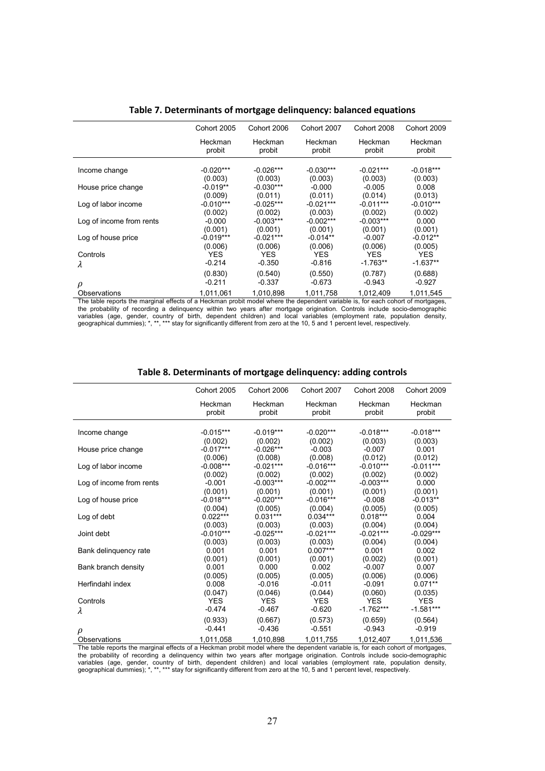**Table 7. Determinants of mortgage delinquency: balanced equations**

| | Cohort 2005 | Cohort 2006 | Cohort 2007 | Cohort 2008 | Cohort 2009 |
|---|---|---|---|---|---|
| | Heckman probit | Heckman probit | Heckman probit | Heckman probit | Heckman probit |
| Income change | -0.020*** | -0.026*** | -0.030*** | -0.021*** | -0.018*** |
| | (0.003) | (0.003) | (0.003) | (0.003) | (0.003) |
| House price change | -0.019** | -0.030*** | -0.000 | -0.005 | 0.008 |
| | (0.009) | (0.011) | (0.011) | (0.014) | (0.013) |
| Log of labor income | -0.010*** | -0.025*** | -0.021*** | -0.011*** | -0.010*** |
| | (0.002) | (0.002) | (0.003) | (0.002) | (0.002) |
| Log of income from rents | -0.000 | -0.003*** | -0.002*** | -0.003*** | 0.000 |
| | (0.001) | (0.001) | (0.001) | (0.001) | (0.001) |
| Log of house price | -0.019*** | -0.021*** | -0.014** | -0.007 | -0.012** |
| | (0.006) | (0.006) | (0.006) | (0.006) | (0.005) |
| Controls | YES | YES | YES | YES | YES |
| $\lambda$ | -0.214 | -0.350 | -0.816 | -1.763** | -1.637** |
| | (0.830) | (0.540) | (0.550) | (0.787) | (0.688) |
| $\rho$ | -0.211 | -0.337 | -0.673 | -0.943 | -0.927 |
| Observations | 1,011,061 | 1,010,898 | 1,011,758 | 1,012,409 | 1,011,545 |

The table reports the marginal effects of a Heckman probit model where the dependent variable is, for each cohort of mortgages, the probability of recording a delinquency within two years after mortgage origination. Controls include socio-demographic variables (age, gender, country of birth, dependent children) and local variables (employment rate, population density, geographical dummies); *, **, *** stay for significantly different from zero at the 10, 5 and 1 percent level, respectively.

**Table 8. Determinants of mortgage delinquency: adding controls**

| | Cohort 2005 | Cohort 2006 | Cohort 2007 | Cohort 2008 | Cohort 2009 |
|---|---|---|---|---|---|
| | Heckman probit | Heckman probit | Heckman probit | Heckman probit | Heckman probit |
| Income change | -0.015*** | -0.019*** | -0.020*** | -0.018*** | -0.018*** |
| | (0.002) | (0.002) | (0.002) | (0.003) | (0.003) |
| House price change | -0.017*** | -0.026*** | -0.003 | -0.007 | 0.001 |
| | (0.006) | (0.008) | (0.008) | (0.012) | (0.012) |
| Log of labor income | -0.008*** | -0.021*** | -0.016*** | -0.010*** | -0.011*** |
| | (0.002) | (0.002) | (0.002) | (0.002) | (0.002) |
| Log of income from rents | -0.001 | -0.003*** | -0.002*** | -0.003*** | 0.000 |
| | (0.001) | (0.001) | (0.001) | (0.001) | (0.001) |
| Log of house price | -0.018*** | -0.020*** | -0.016*** | -0.008 | -0.013** |
| | (0.004) | (0.005) | (0.004) | (0.005) | (0.005) |
| Log of debt | 0.022*** | 0.031*** | 0.034*** | 0.018*** | 0.004 |
| | (0.003) | (0.003) | (0.003) | (0.004) | (0.004) |
| Joint debt | -0.010*** | -0.025*** | -0.021*** | -0.021*** | -0.029*** |
| | (0.003) | (0.003) | (0.003) | (0.004) | (0.004) |
| Bank delinquency rate | 0.001 | 0.001 | 0.007*** | 0.001 | 0.002 |
| | (0.001) | (0.001) | (0.001) | (0.002) | (0.001) |
| Bank branch density | 0.001 | 0.000 | 0.002 | -0.007 | 0.007 |
| | (0.005) | (0.005) | (0.005) | (0.006) | (0.006) |
| Herfindahl index | 0.008 | -0.016 | -0.011 | -0.091 | 0.071** |
| | (0.047) | (0.046) | (0.044) | (0.060) | (0.035) |
| Controls | YES | YES | YES | YES | YES |
| $\lambda$ | -0.474 | -0.467 | -0.620 | -1.762*** | -1.581*** |
| | (0.933) | (0.667) | (0.573) | (0.659) | (0.564) |
| $\rho$ | -0.441 | -0.436 | -0.551 | -0.943 | -0.919 |
| Observations | 1,011,058 | 1,010,898 | 1,011,755 | 1,012,407 | 1,011,536 |

The table reports the marginal effects of a Heckman probit model where the dependent variable is, for each cohort of mortgages, the probability of recording a delinquency within two years after mortgage origination. Controls include socio-demographic variables (age, gender, country of birth, dependent children) and local variables (employment rate, population density, geographical dummies); *, **, *** stay for significantly different from zero at the 10, 5 and 1 percent level, respectively.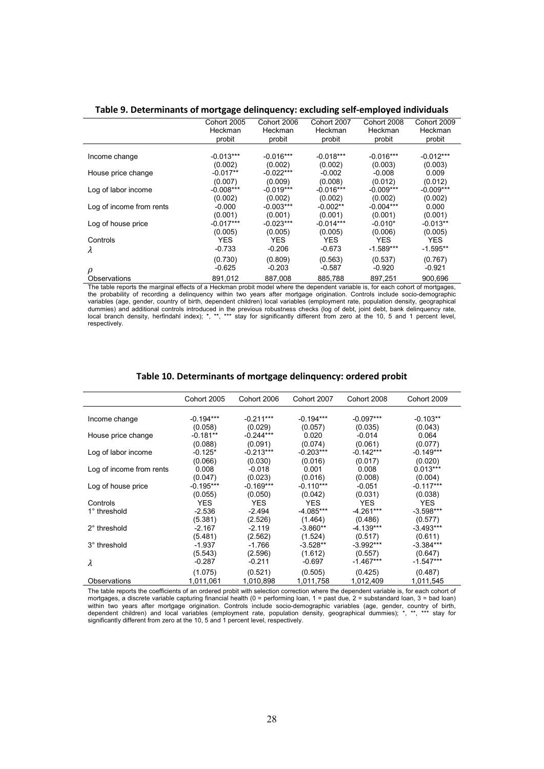**Table 9. Determinants of mortgage delinquency: excluding self-employed individuals**

| | Cohort 2005 Heckman probit | Cohort 2006 Heckman probit | Cohort 2007 Heckman probit | Cohort 2008 Heckman probit | Cohort 2009 Heckman probit |
|---|---|---|---|---|---|
| Income change | -0.013*** | -0.016*** | -0.018*** | -0.016*** | -0.012*** |
| | (0.002) | (0.002) | (0.002) | (0.003) | (0.003) |
| House price change | -0.017** | -0.022*** | -0.002 | -0.008 | 0.009 |
| | (0.007) | (0.009) | (0.008) | (0.012) | (0.012) |
| Log of labor income | -0.008*** | -0.019*** | -0.016*** | -0.009*** | -0.009*** |
| | (0.002) | (0.002) | (0.002) | (0.002) | (0.002) |
| Log of income from rents | -0.000 | -0.003*** | -0.002** | -0.004*** | 0.000 |
| | (0.001) | (0.001) | (0.001) | (0.001) | (0.001) |
| Log of house price | -0.017*** | -0.023*** | -0.014*** | -0.010* | -0.013** |
| | (0.005) | (0.005) | (0.005) | (0.006) | (0.005) |
| Controls | YES | YES | YES | YES | YES |
| $\lambda$ | -0.733 | -0.206 | -0.673 | -1.589*** | -1.595** |
| | (0.730) | (0.809) | (0.563) | (0.537) | (0.767) |
| $\rho$ | -0.625 | -0.203 | -0.587 | -0.920 | -0.921 |
| Observations | 891,012 | 887,008 | 885,788 | 897,251 | 900,696 |

The table reports the marginal effects of a Heckman probit model where the dependent variable is, for each cohort of mortgages, the probability of recording a delinquency within two years after mortgage origination. Controls include socio-demographic variables (age, gender, country of birth, dependent children) local variables (employment rate, population density, geographical dummies) and additional controls introduced in the previous robustness checks (log of debt, joint debt, bank delinquency rate, local branch density, herfindahl index); *, **, *** stay for significantly different from zero at the 10, 5 and 1 percent level, respectively.

**Table 10. Determinants of mortgage delinquency: ordered probit**

| | Cohort 2005 | Cohort 2006 | Cohort 2007 | Cohort 2008 | Cohort 2009 |
|---|---|---|---|---|---|
| Income change | -0.194*** | -0.211*** | -0.194*** | -0.097*** | -0.103** |
| | (0.058) | (0.029) | (0.057) | (0.035) | (0.043) |
| House price change | -0.181** | -0.244*** | 0.020 | -0.014 | 0.064 |
| | (0.088) | (0.091) | (0.074) | (0.061) | (0.077) |
| Log of labor income | -0.125* | -0.213*** | -0.203*** | -0.142*** | -0.149*** |
| | (0.066) | (0.030) | (0.016) | (0.017) | (0.020) |
| Log of income from rents | 0.008 | -0.018 | 0.001 | 0.008 | 0.013*** |
| | (0.047) | (0.023) | (0.016) | (0.008) | (0.004) |
| Log of house price | -0.195*** | -0.169*** | -0.110*** | -0.051 | -0.117*** |
| | (0.055) | (0.050) | (0.042) | (0.031) | (0.038) |
| Controls | YES | YES | YES | YES | YES |
| 1° threshold | -2.536 | -2.494 | -4.085*** | -4.261*** | -3.598*** |
| | (5.381) | (2.526) | (1.464) | (0.486) | (0.577) |
| 2° threshold | -2.167 | -2.119 | -3.860** | -4.139*** | -3.493*** |
| | (5.481) | (2.562) | (1.524) | (0.517) | (0.611) |
| 3° threshold | -1.937 | -1.766 | -3.528** | -3.992*** | -3.384*** |
| | (5.543) | (2.596) | (1.612) | (0.557) | (0.647) |
| $\lambda$ | -0.287 | -0.211 | -0.697 | -1.467*** | -1.547*** |
| | (1.075) | (0.521) | (0.505) | (0.425) | (0.487) |
| Observations | 1,011,061 | 1,010,898 | 1,011,758 | 1,012,409 | 1,011,545 |

The table reports the coefficients of an ordered probit with selection correction where the dependent variable is, for each cohort of mortgages, a discrete variable capturing financial health (0 = performing loan, 1 = past due, 2 = substandard loan, 3 = bad loan) within two years after mortgage origination. Controls include socio-demographic variables (age, gender, country of birth, dependent children) and local variables (employment rate, population density, geographical dummies); *, **, *** stay for significantly different from zero at the 10, 5 and 1 percent level, respectively.